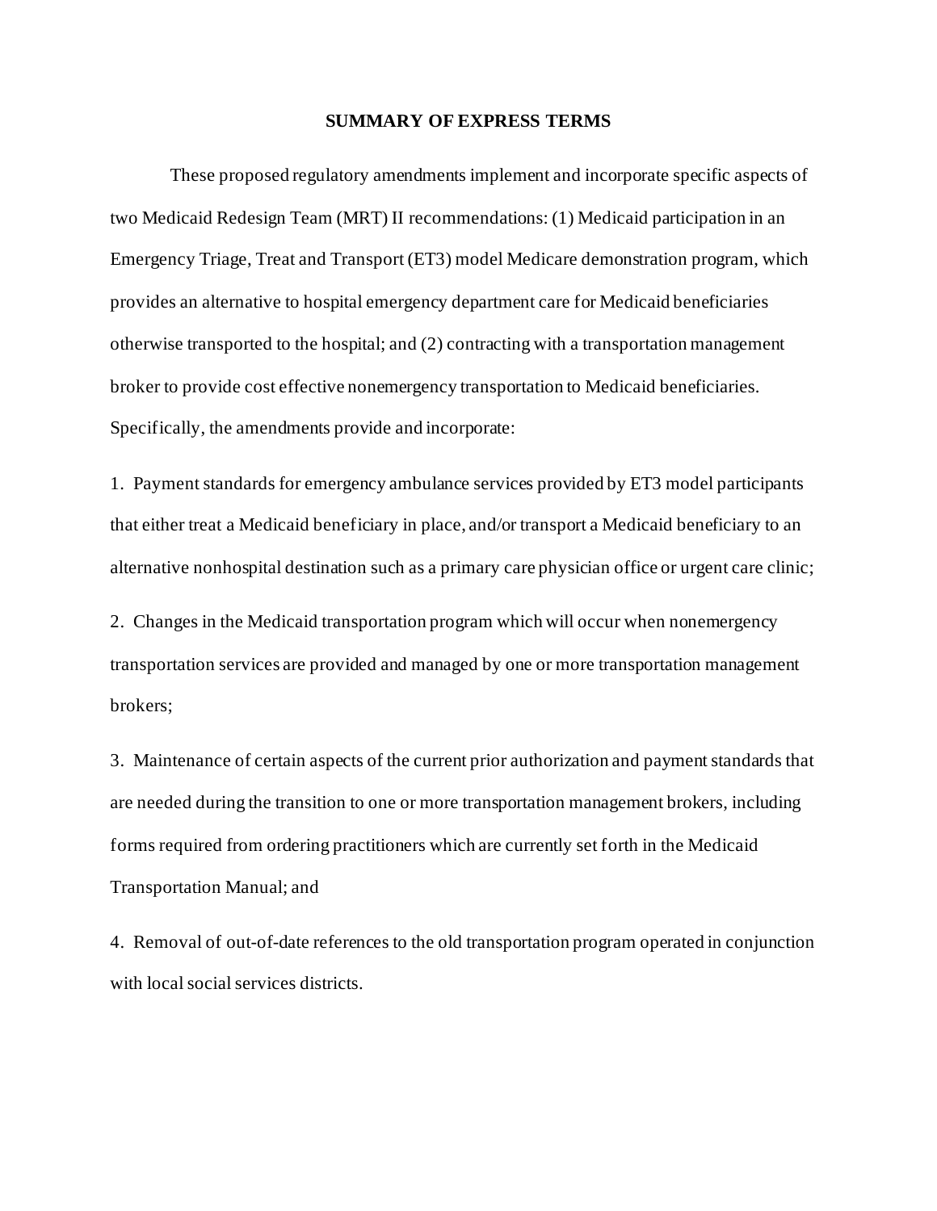# SUMMARY OF EXPRESS TERMS

These proposed regulatory amendments implement and incorporate specific aspects of two Medicaid Redesign Team (MRT) II recommendations: (1) Medicaid participation in an Emergency Triage, Treat and Transport (ET3) model Medicare demonstration program, which provides an alternative to hospital emergency department care for Medicaid beneficiaries otherwise transported to the hospital; and (2) contracting with a transportation management broker to provide cost effective nonemergency transportation to Medicaid beneficiaries. Specifically, the amendments provide and incorporate:

1. Payment standards for emergency ambulance services provided by ET3 model participants that either treat a Medicaid beneficiary in place, and/or transport a Medicaid beneficiary to an alternative nonhospital destination such as a primary care physician office or urgent care clinic;

2. Changes in the Medicaid transportation program which will occur when nonemergency transportation services are provided and managed by one or more transportation management brokers;

3. Maintenance of certain aspects of the current prior authorization and payment standards that are needed during the transition to one or more transportation management brokers, including forms required from ordering practitioners which are currently set forth in the Medicaid Transportation Manual; and

4. Removal of out-of-date references to the old transportation program operated in conjunction with local social services districts.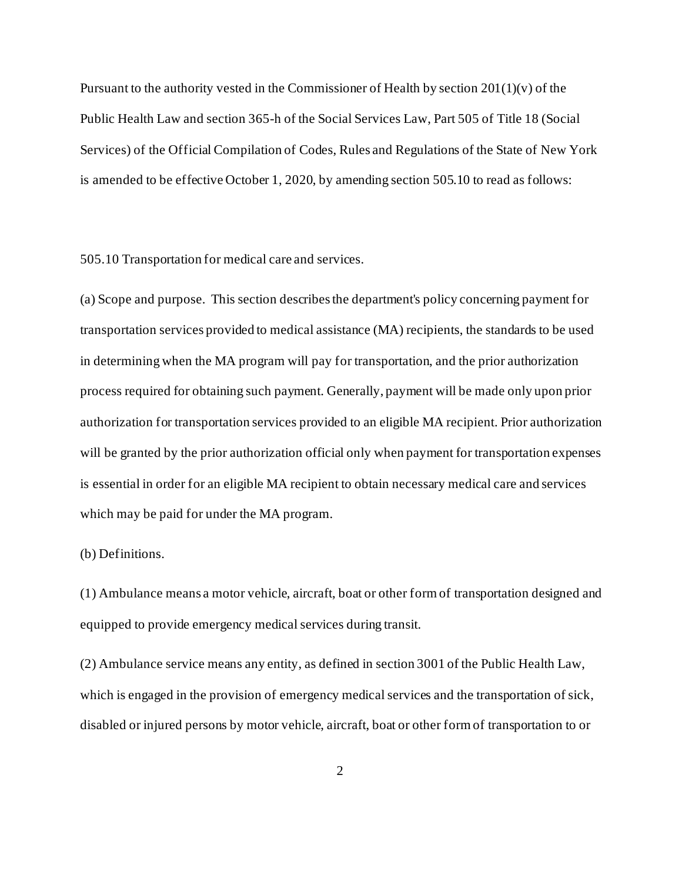Pursuant to the authority vested in the Commissioner of Health by section 201(1)(v) of the Public Health Law and section 365-h of the Social Services Law, Part 505 of Title 18 (Social Services) of the Official Compilation of Codes, Rules and Regulations of the State of New York is amended to be effective October 1, 2020, by amending section 505.10 to read as follows:

505.10 Transportation for medical care and services.

(a) Scope and purpose. This section describes the department's policy concerning payment for transportation services provided to medical assistance (MA) recipients, the standards to be used in determining when the MA program will pay for transportation, and the prior authorization process required for obtaining such payment. Generally, payment will be made only upon prior authorization for transportation services provided to an eligible MA recipient. Prior authorization will be granted by the prior authorization official only when payment for transportation expenses is essential in order for an eligible MA recipient to obtain necessary medical care and services which may be paid for under the MA program.

(b) Definitions.

(1) Ambulance means a motor vehicle, aircraft, boat or other form of transportation designed and equipped to provide emergency medical services during transit.

(2) Ambulance service means any entity, as defined in section 3001 of the Public Health Law, which is engaged in the provision of emergency medical services and the transportation of sick, disabled or injured persons by motor vehicle, aircraft, boat or other form of transportation to or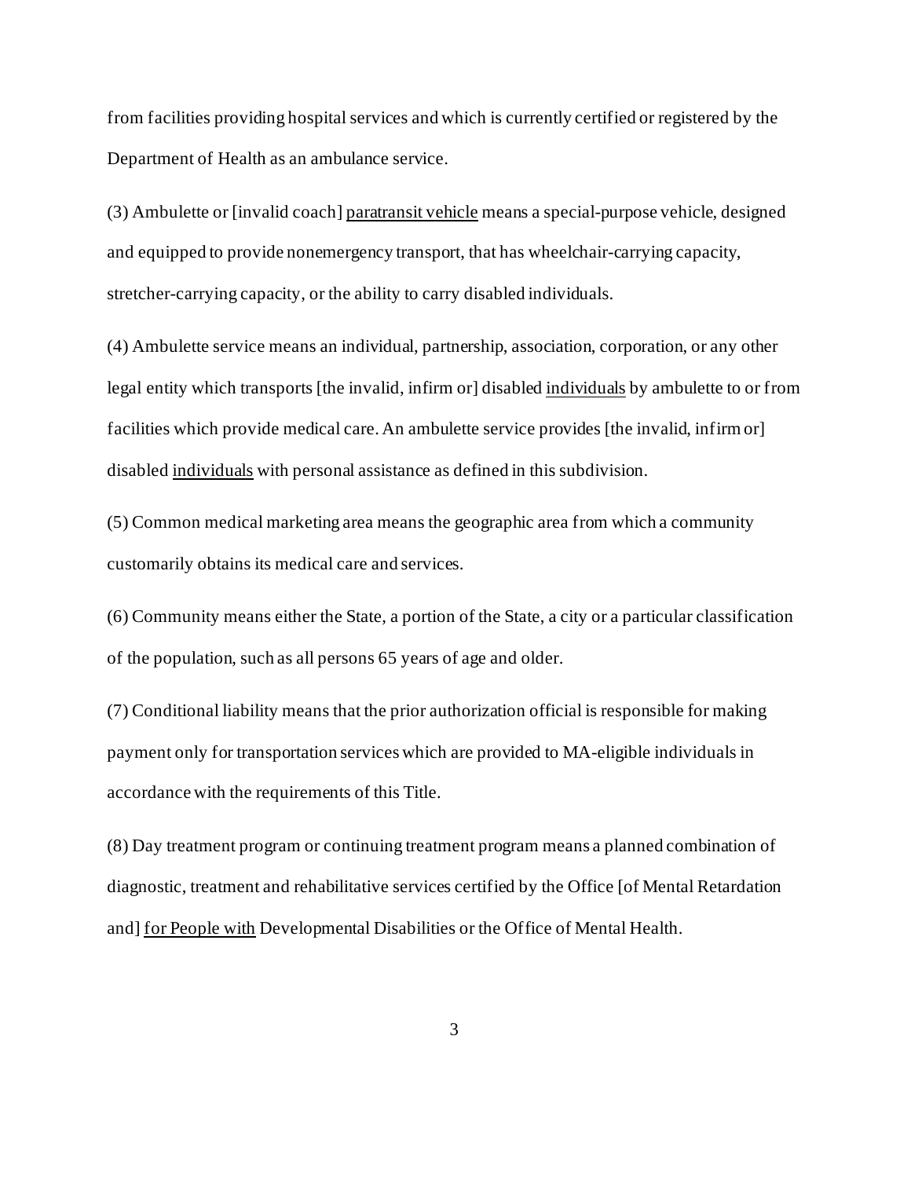from facilities providing hospital services and which is currently certified or registered by the Department of Health as an ambulance service.

(3) Ambulette or [invalid coach] <u>paratransit vehicle</u> means a special-purpose vehicle, designed and equipped to provide nonemergency transport, that has wheelchair-carrying capacity, stretcher-carrying capacity, or the ability to carry disabled individuals.

(4) Ambulette service means an individual, partnership, association, corporation, or any other legal entity which transports [the invalid, infirm or] disabled <u>individuals</u> by ambulette to or from facilities which provide medical care. An ambulette service provides [the invalid, infirm or] disabled <u>individuals</u> with personal assistance as defined in this subdivision.

(5) Common medical marketing area means the geographic area from which a community customarily obtains its medical care and services.

(6) Community means either the State, a portion of the State, a city or a particular classification of the population, such as all persons 65 years of age and older.

(7) Conditional liability means that the prior authorization official is responsible for making payment only for transportation services which are provided to MA-eligible individuals in accordance with the requirements of this Title.

(8) Day treatment program or continuing treatment program means a planned combination of diagnostic, treatment and rehabilitative services certified by the Office [of Mental Retardation and] <u>for People with</u> Developmental Disabilities or the Office of Mental Health.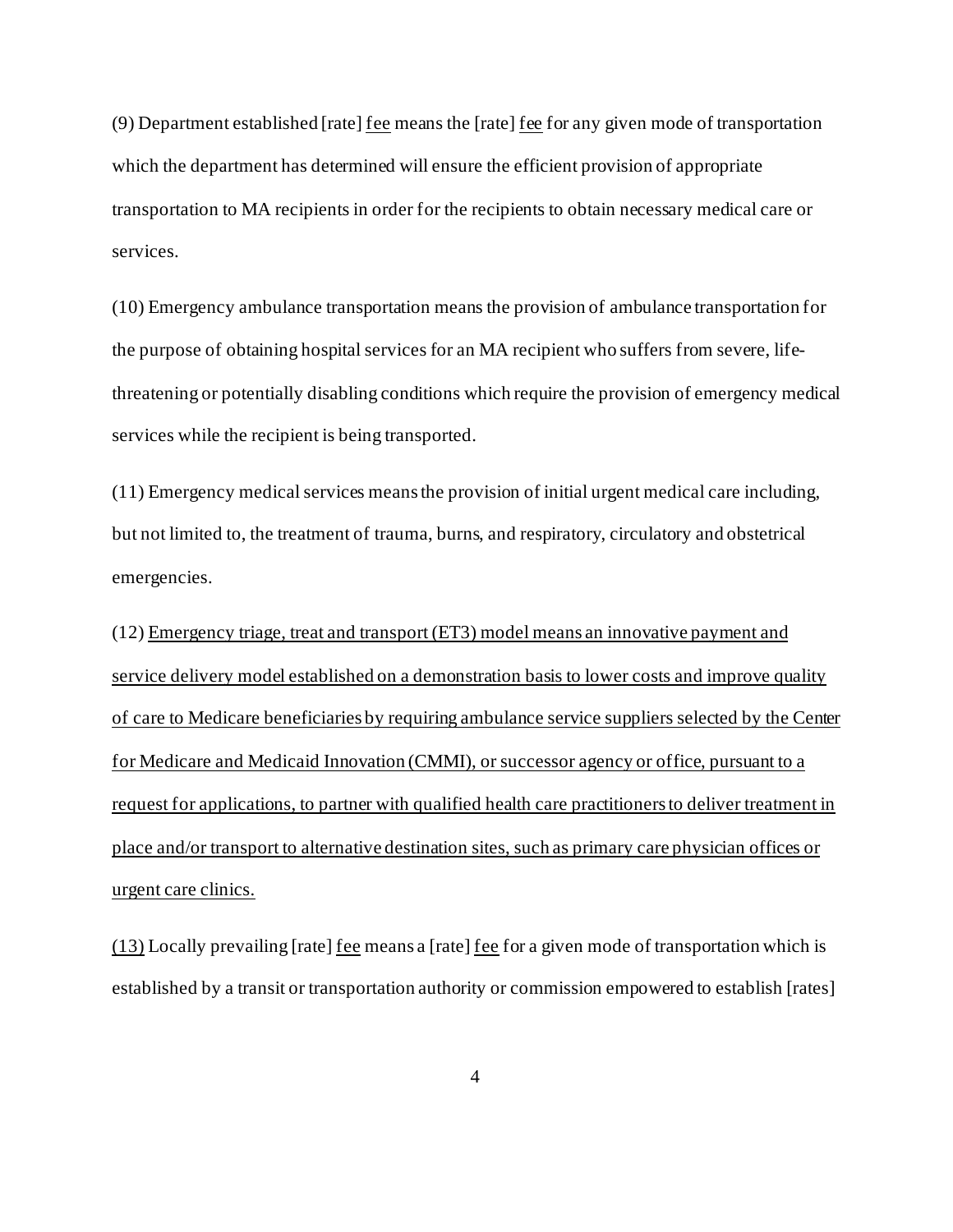(9) Department established [rate] <u>fee</u> means the [rate] <u>fee</u> for any given mode of transportation which the department has determined will ensure the efficient provision of appropriate transportation to MA recipients in order for the recipients to obtain necessary medical care or services.

(10) Emergency ambulance transportation means the provision of ambulance transportation for the purpose of obtaining hospital services for an MA recipient who suffers from severe, life-threatening or potentially disabling conditions which require the provision of emergency medical services while the recipient is being transported.

(11) Emergency medical services means the provision of initial urgent medical care including, but not limited to, the treatment of trauma, burns, and respiratory, circulatory and obstetrical emergencies.

(12) <u>Emergency triage, treat and transport (ET3) model means an innovative payment and service delivery model established on a demonstration basis to lower costs and improve quality of care to Medicare beneficiaries by requiring ambulance service suppliers selected by the Center for Medicare and Medicaid Innovation (CMMI), or successor agency or office, pursuant to a request for applications, to partner with qualified health care practitioners to deliver treatment in place and/or transport to alternative destination sites, such as primary care physician offices or urgent care clinics.</u>

<u>(13)</u> Locally prevailing [rate] <u>fee</u> means a [rate] <u>fee</u> for a given mode of transportation which is established by a transit or transportation authority or commission empowered to establish [rates]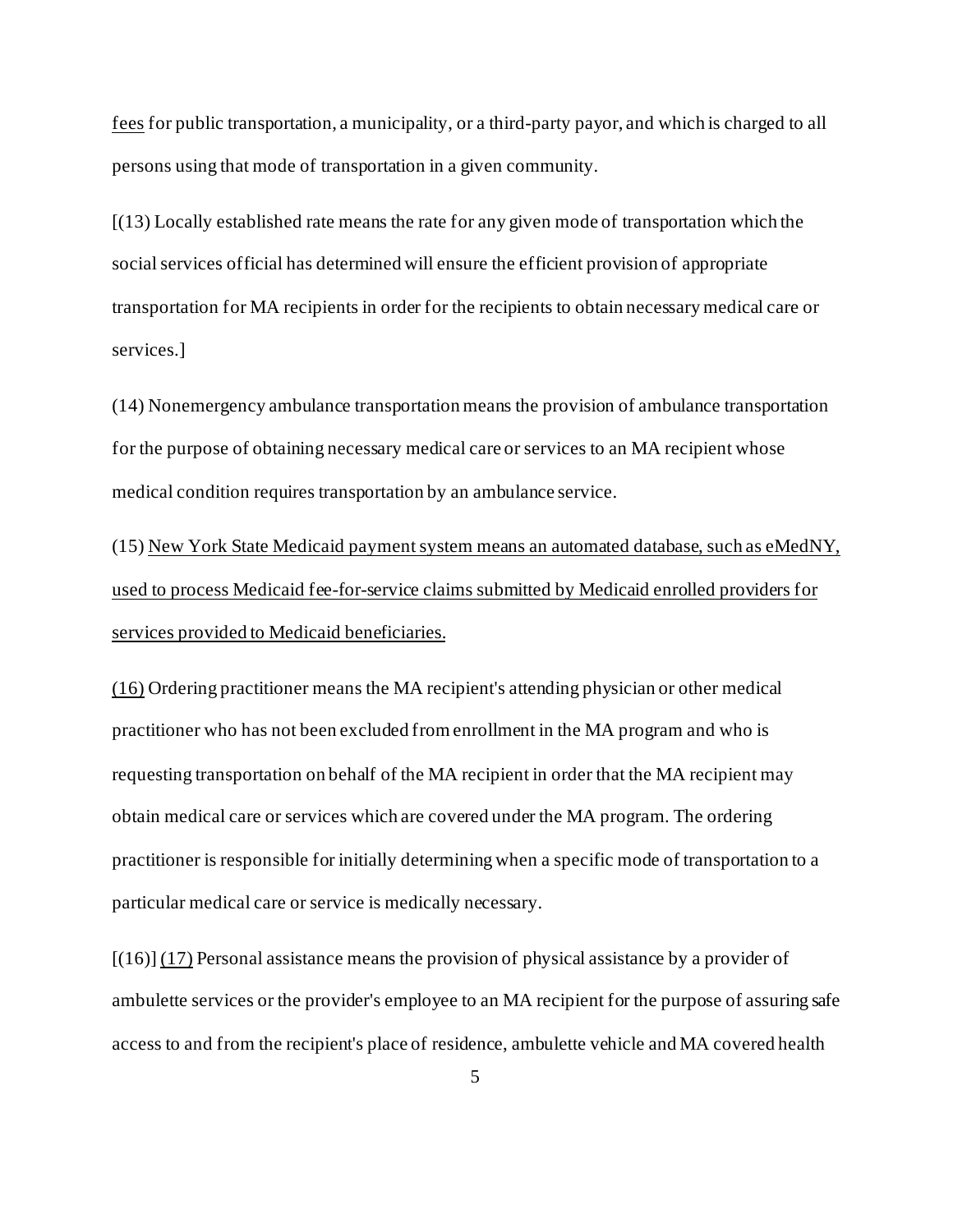fees for public transportation, a municipality, or a third-party payor, and which is charged to all persons using that mode of transportation in a given community.

[(13) Locally established rate means the rate for any given mode of transportation which the social services official has determined will ensure the efficient provision of appropriate transportation for MA recipients in order for the recipients to obtain necessary medical care or services.]

(14) Nonemergency ambulance transportation means the provision of ambulance transportation for the purpose of obtaining necessary medical care or services to an MA recipient whose medical condition requires transportation by an ambulance service.

(15) New York State Medicaid payment system means an automated database, such as eMedNY, used to process Medicaid fee-for-service claims submitted by Medicaid enrolled providers for services provided to Medicaid beneficiaries.

(16) Ordering practitioner means the MA recipient's attending physician or other medical practitioner who has not been excluded from enrollment in the MA program and who is requesting transportation on behalf of the MA recipient in order that the MA recipient may obtain medical care or services which are covered under the MA program. The ordering practitioner is responsible for initially determining when a specific mode of transportation to a particular medical care or service is medically necessary.

[(16)] (17) Personal assistance means the provision of physical assistance by a provider of ambulette services or the provider's employee to an MA recipient for the purpose of assuring safe access to and from the recipient's place of residence, ambulette vehicle and MA covered health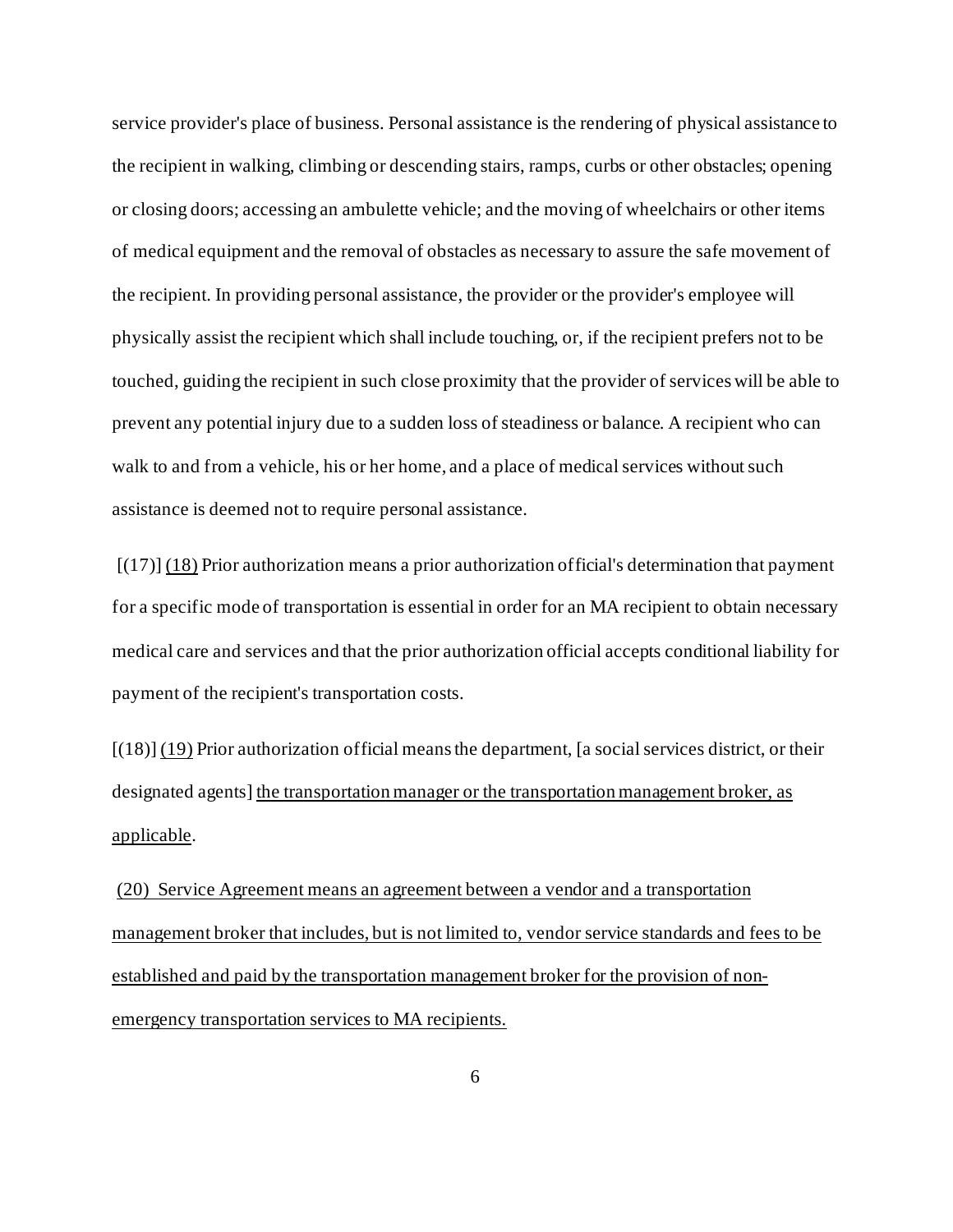service provider's place of business. Personal assistance is the rendering of physical assistance to the recipient in walking, climbing or descending stairs, ramps, curbs or other obstacles; opening or closing doors; accessing an ambulette vehicle; and the moving of wheelchairs or other items of medical equipment and the removal of obstacles as necessary to assure the safe movement of the recipient. In providing personal assistance, the provider or the provider's employee will physically assist the recipient which shall include touching, or, if the recipient prefers not to be touched, guiding the recipient in such close proximity that the provider of services will be able to prevent any potential injury due to a sudden loss of steadiness or balance. A recipient who can walk to and from a vehicle, his or her home, and a place of medical services without such assistance is deemed not to require personal assistance.

[(17)] (18) Prior authorization means a prior authorization official's determination that payment for a specific mode of transportation is essential in order for an MA recipient to obtain necessary medical care and services and that the prior authorization official accepts conditional liability for payment of the recipient's transportation costs.

[(18)] (19) Prior authorization official means the department, [a social services district, or their designated agents] the transportation manager or the transportation management broker, as applicable.

(20) Service Agreement means an agreement between a vendor and a transportation management broker that includes, but is not limited to, vendor service standards and fees to be established and paid by the transportation management broker for the provision of non-emergency transportation services to MA recipients.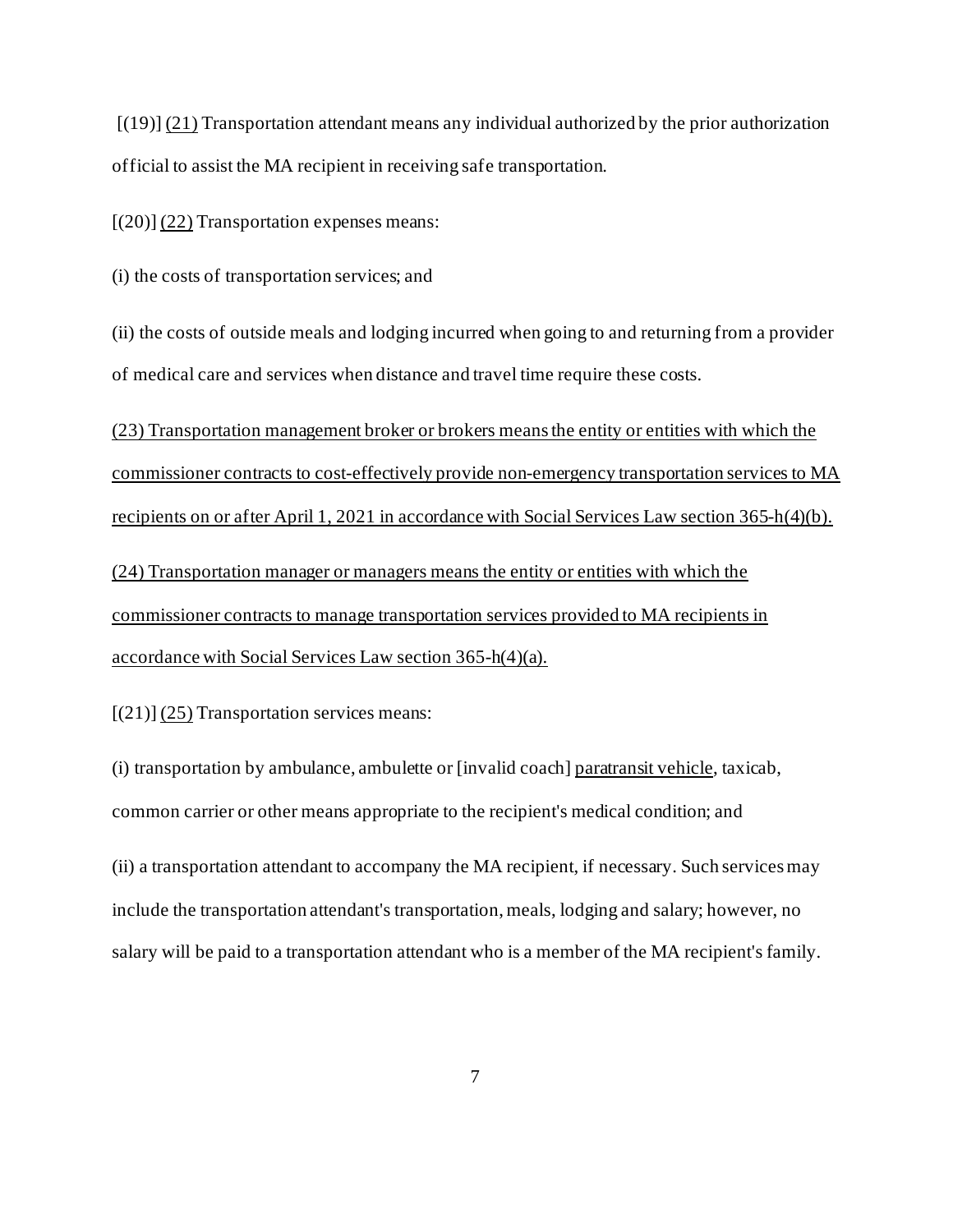[(19)] <u>(21)</u> Transportation attendant means any individual authorized by the prior authorization official to assist the MA recipient in receiving safe transportation.

[(20)] <u>(22)</u> Transportation expenses means:

(i) the costs of transportation services; and

(ii) the costs of outside meals and lodging incurred when going to and returning from a provider of medical care and services when distance and travel time require these costs.

<u>(23) Transportation management broker or brokers means the entity or entities with which the commissioner contracts to cost-effectively provide non-emergency transportation services to MA recipients on or after April 1, 2021 in accordance with Social Services Law section 365-h(4)(b).</u>

<u>(24) Transportation manager or managers means the entity or entities with which the commissioner contracts to manage transportation services provided to MA recipients in accordance with Social Services Law section 365-h(4)(a).</u>

[(21)] <u>(25)</u> Transportation services means:

(i) transportation by ambulance, ambulette or [invalid coach] <u>paratransit vehicle</u>, taxicab, common carrier or other means appropriate to the recipient's medical condition; and

(ii) a transportation attendant to accompany the MA recipient, if necessary. Such services may include the transportation attendant's transportation, meals, lodging and salary; however, no salary will be paid to a transportation attendant who is a member of the MA recipient's family.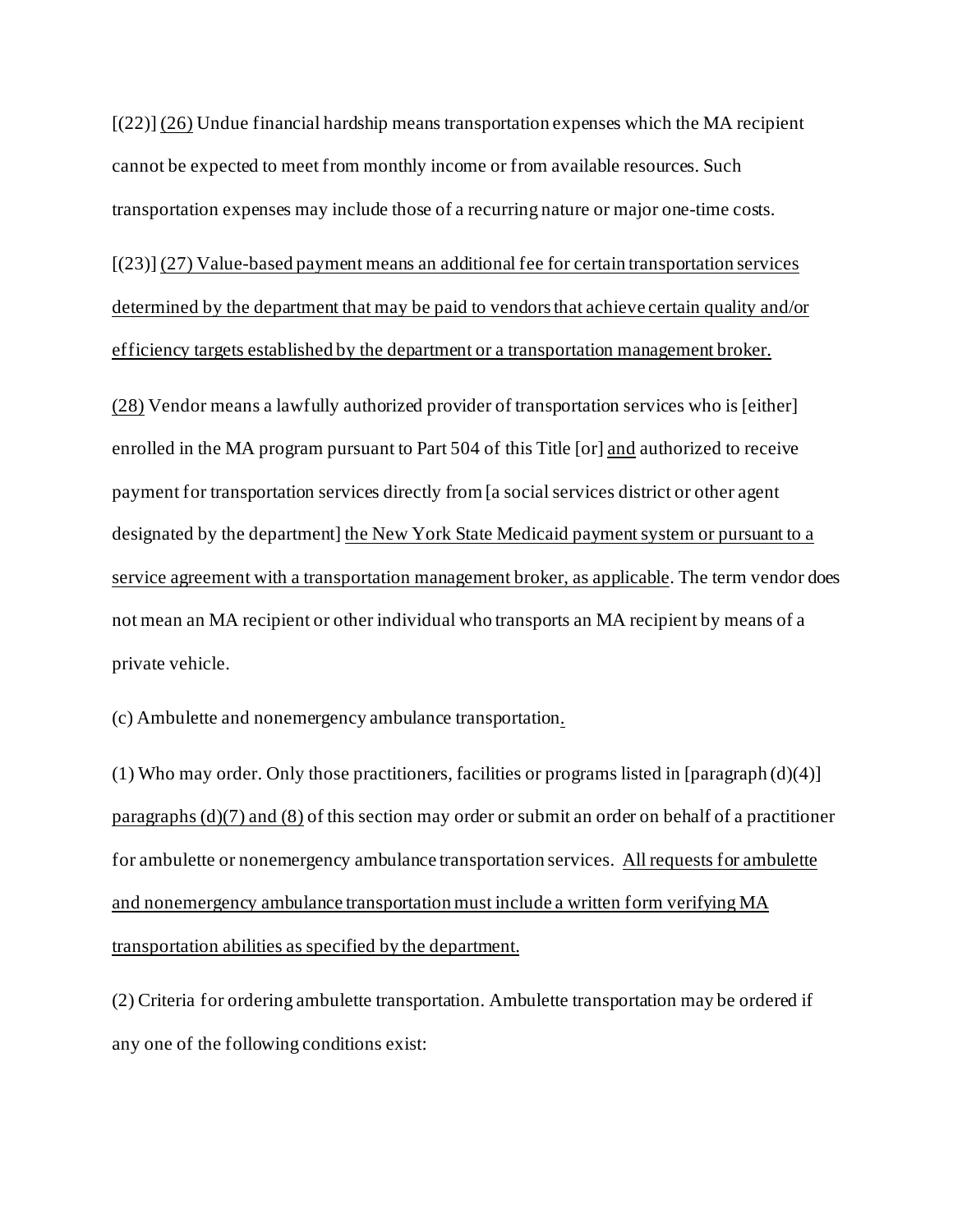[(22)] (26) Undue financial hardship means transportation expenses which the MA recipient cannot be expected to meet from monthly income or from available resources. Such transportation expenses may include those of a recurring nature or major one-time costs.

[(23)] (27) Value-based payment means an additional fee for certain transportation services determined by the department that may be paid to vendors that achieve certain quality and/or efficiency targets established by the department or a transportation management broker.

(28) Vendor means a lawfully authorized provider of transportation services who is [either] enrolled in the MA program pursuant to Part 504 of this Title [or] and authorized to receive payment for transportation services directly from [a social services district or other agent designated by the department] the New York State Medicaid payment system or pursuant to a service agreement with a transportation management broker, as applicable. The term vendor does not mean an MA recipient or other individual who transports an MA recipient by means of a private vehicle.

(c) Ambulette and nonemergency ambulance transportation.

(1) Who may order. Only those practitioners, facilities or programs listed in [paragraph (d)(4)] paragraphs (d)(7) and (8) of this section may order or submit an order on behalf of a practitioner for ambulette or nonemergency ambulance transportation services. All requests for ambulette and nonemergency ambulance transportation must include a written form verifying MA transportation abilities as specified by the department.

(2) Criteria for ordering ambulette transportation. Ambulette transportation may be ordered if any one of the following conditions exist: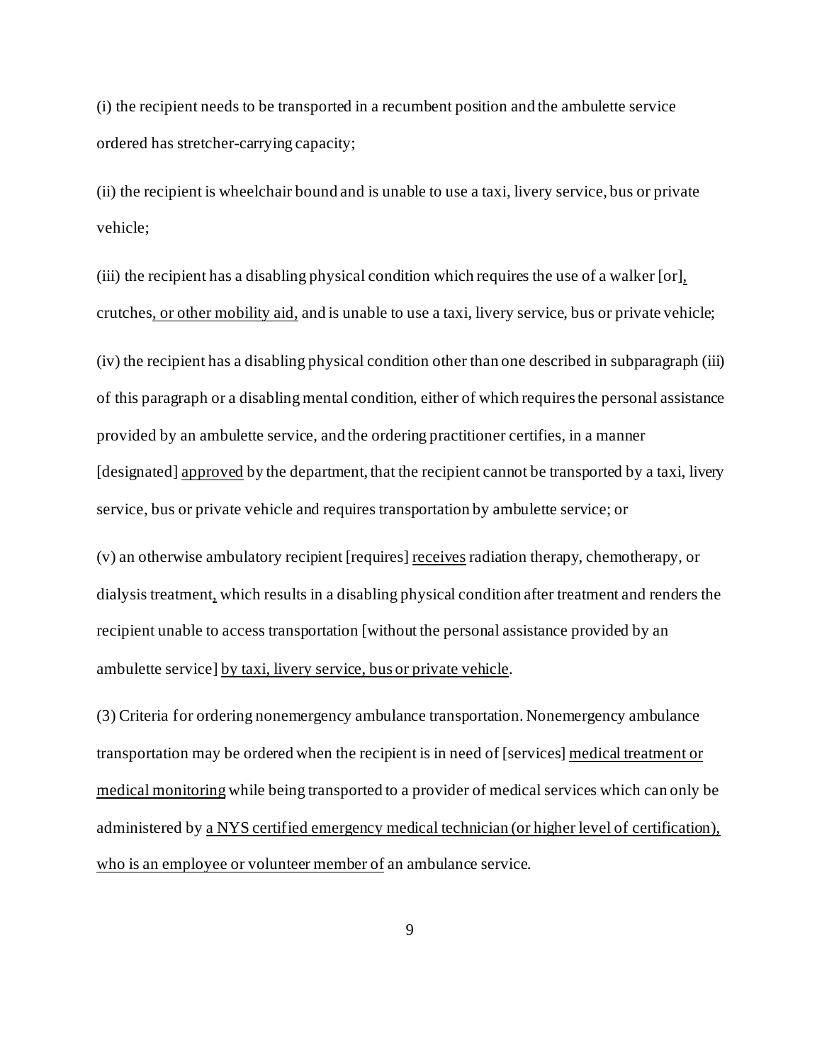(i) the recipient needs to be transported in a recumbent position and the ambulette service ordered has stretcher-carrying capacity;

(ii) the recipient is wheelchair bound and is unable to use a taxi, livery service, bus or private vehicle;

(iii) the recipient has a disabling physical condition which requires the use of a walker [or], crutches, or other mobility aid, and is unable to use a taxi, livery service, bus or private vehicle;

(iv) the recipient has a disabling physical condition other than one described in subparagraph (iii) of this paragraph or a disabling mental condition, either of which requires the personal assistance provided by an ambulette service, and the ordering practitioner certifies, in a manner [designated] approved by the department, that the recipient cannot be transported by a taxi, livery service, bus or private vehicle and requires transportation by ambulette service; or

(v) an otherwise ambulatory recipient [requires] receives radiation therapy, chemotherapy, or dialysis treatment, which results in a disabling physical condition after treatment and renders the recipient unable to access transportation [without the personal assistance provided by an ambulette service] by taxi, livery service, bus or private vehicle.

(3) Criteria for ordering nonemergency ambulance transportation. Nonemergency ambulance transportation may be ordered when the recipient is in need of [services] medical treatment or medical monitoring while being transported to a provider of medical services which can only be administered by a NYS certified emergency medical technician (or higher level of certification), who is an employee or volunteer member of an ambulance service.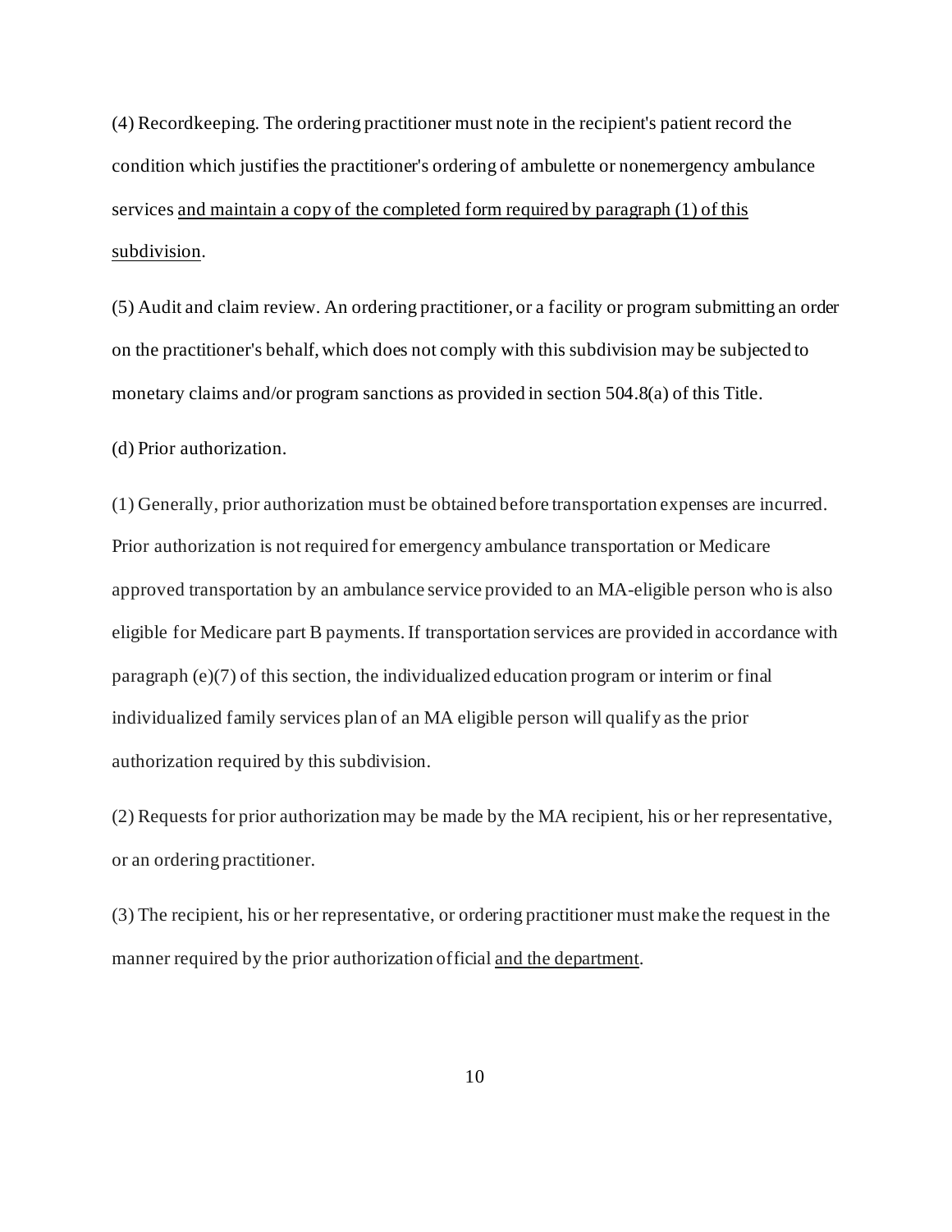(4) Recordkeeping. The ordering practitioner must note in the recipient's patient record the condition which justifies the practitioner's ordering of ambulette or nonemergency ambulance services <u>and maintain a copy of the completed form required by paragraph (1) of this subdivision</u>.

(5) Audit and claim review. An ordering practitioner, or a facility or program submitting an order on the practitioner's behalf, which does not comply with this subdivision may be subjected to monetary claims and/or program sanctions as provided in section 504.8(a) of this Title.

(d) Prior authorization.

(1) Generally, prior authorization must be obtained before transportation expenses are incurred. Prior authorization is not required for emergency ambulance transportation or Medicare approved transportation by an ambulance service provided to an MA-eligible person who is also eligible for Medicare part B payments. If transportation services are provided in accordance with paragraph (e)(7) of this section, the individualized education program or interim or final individualized family services plan of an MA eligible person will qualify as the prior authorization required by this subdivision.

(2) Requests for prior authorization may be made by the MA recipient, his or her representative, or an ordering practitioner.

(3) The recipient, his or her representative, or ordering practitioner must make the request in the manner required by the prior authorization official <u>and the department</u>.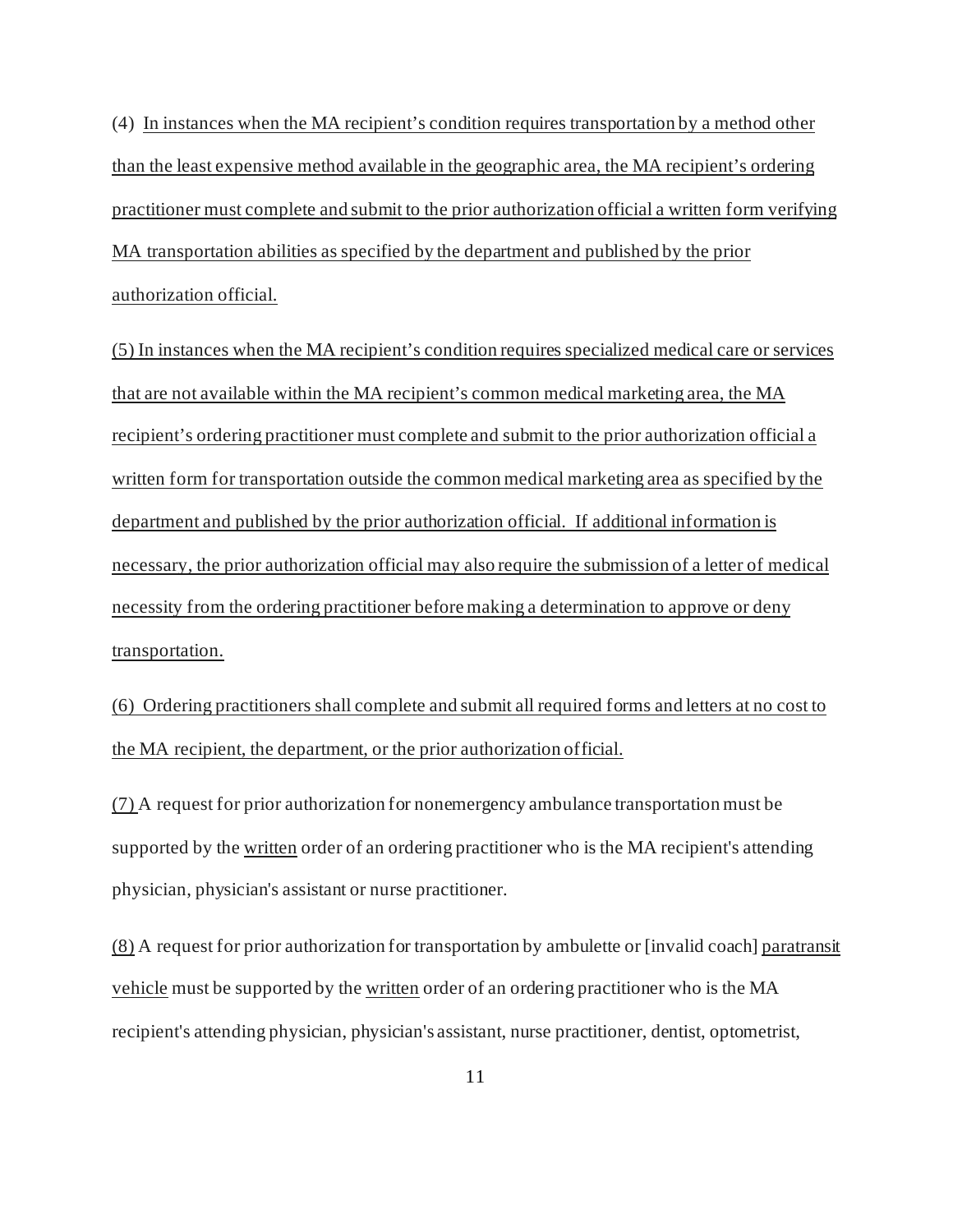(4) In instances when the MA recipient's condition requires transportation by a method other than the least expensive method available in the geographic area, the MA recipient's ordering practitioner must complete and submit to the prior authorization official a written form verifying MA transportation abilities as specified by the department and published by the prior authorization official.

(5) In instances when the MA recipient's condition requires specialized medical care or services that are not available within the MA recipient's common medical marketing area, the MA recipient's ordering practitioner must complete and submit to the prior authorization official a written form for transportation outside the common medical marketing area as specified by the department and published by the prior authorization official. If additional information is necessary, the prior authorization official may also require the submission of a letter of medical necessity from the ordering practitioner before making a determination to approve or deny transportation.

(6) Ordering practitioners shall complete and submit all required forms and letters at no cost to the MA recipient, the department, or the prior authorization official.

(7) A request for prior authorization for nonemergency ambulance transportation must be supported by the written order of an ordering practitioner who is the MA recipient's attending physician, physician's assistant or nurse practitioner.

(8) A request for prior authorization for transportation by ambulette or [invalid coach] paratransit vehicle must be supported by the written order of an ordering practitioner who is the MA recipient's attending physician, physician's assistant, nurse practitioner, dentist, optometrist,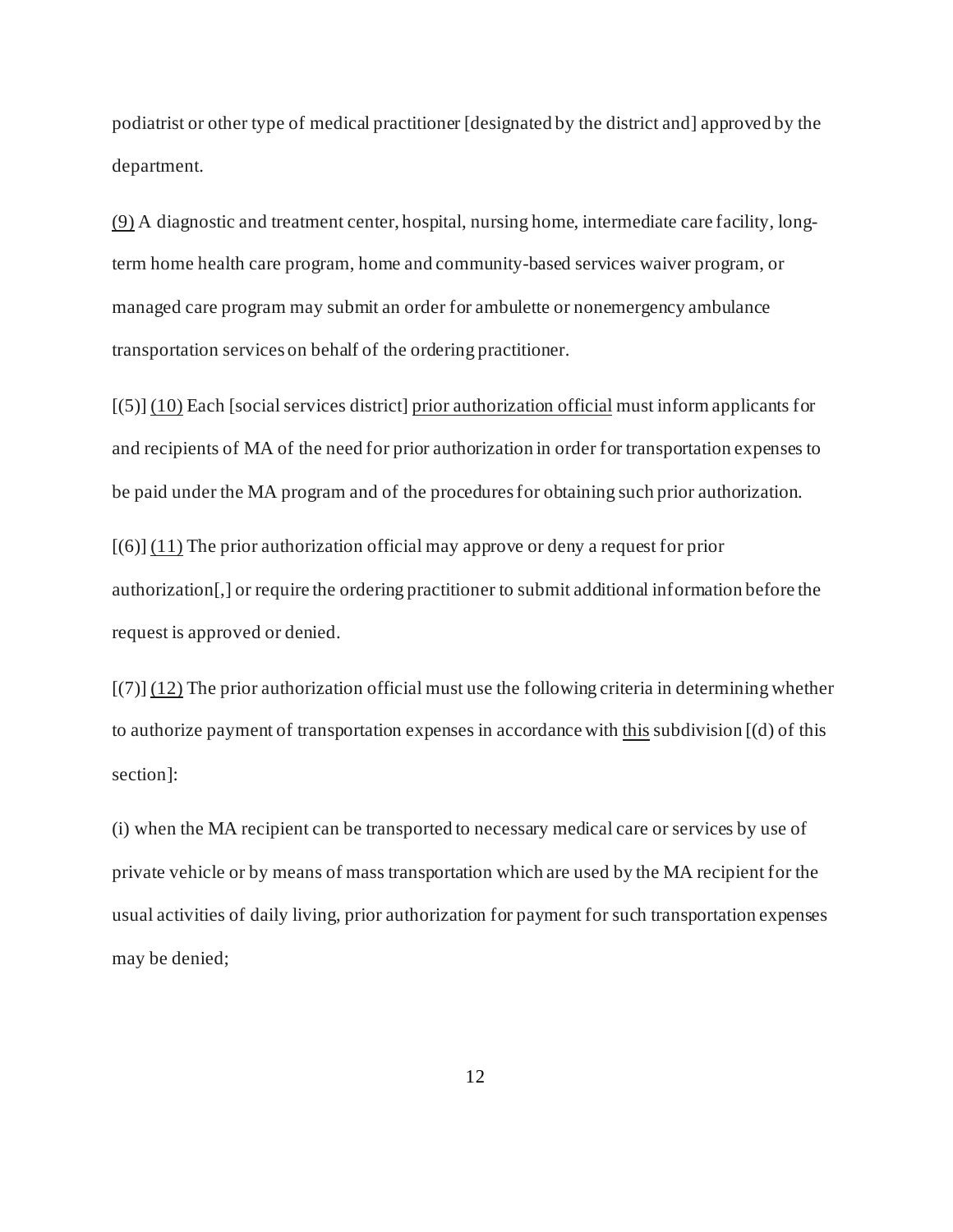podiatrist or other type of medical practitioner [designated by the district and] approved by the department.

<u>(9)</u> A diagnostic and treatment center, hospital, nursing home, intermediate care facility, long-term home health care program, home and community-based services waiver program, or managed care program may submit an order for ambulette or nonemergency ambulance transportation services on behalf of the ordering practitioner.

[(5)] <u>(10)</u> Each [social services district] <u>prior authorization official</u> must inform applicants for and recipients of MA of the need for prior authorization in order for transportation expenses to be paid under the MA program and of the procedures for obtaining such prior authorization.

[(6)] <u>(11)</u> The prior authorization official may approve or deny a request for prior authorization[,] or require the ordering practitioner to submit additional information before the request is approved or denied.

[(7)] <u>(12)</u> The prior authorization official must use the following criteria in determining whether to authorize payment of transportation expenses in accordance with <u>this</u> subdivision [(d) of this section]:

(i) when the MA recipient can be transported to necessary medical care or services by use of private vehicle or by means of mass transportation which are used by the MA recipient for the usual activities of daily living, prior authorization for payment for such transportation expenses may be denied;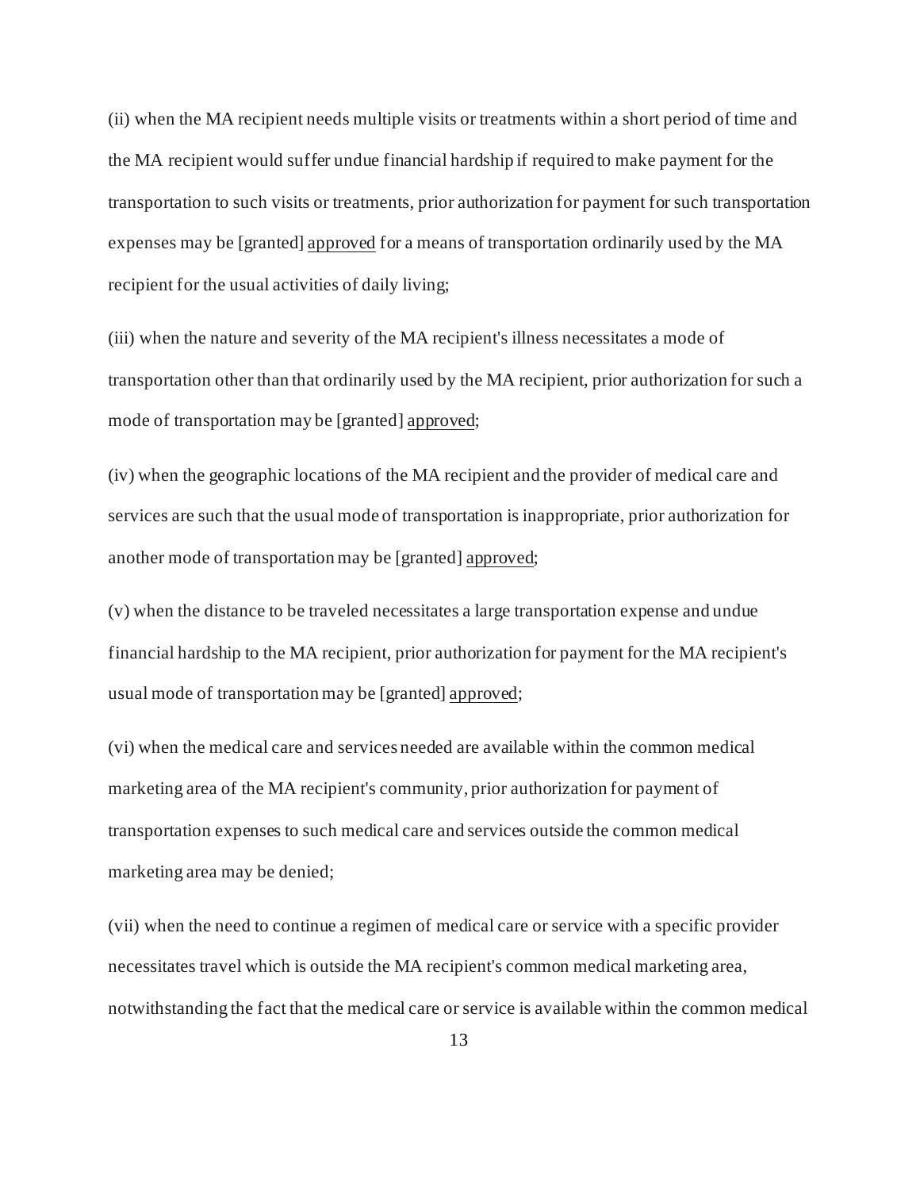(ii) when the MA recipient needs multiple visits or treatments within a short period of time and the MA recipient would suffer undue financial hardship if required to make payment for the transportation to such visits or treatments, prior authorization for payment for such transportation expenses may be [granted] <u>approved</u> for a means of transportation ordinarily used by the MA recipient for the usual activities of daily living;

(iii) when the nature and severity of the MA recipient's illness necessitates a mode of transportation other than that ordinarily used by the MA recipient, prior authorization for such a mode of transportation may be [granted] <u>approved</u>;

(iv) when the geographic locations of the MA recipient and the provider of medical care and services are such that the usual mode of transportation is inappropriate, prior authorization for another mode of transportation may be [granted] <u>approved</u>;

(v) when the distance to be traveled necessitates a large transportation expense and undue financial hardship to the MA recipient, prior authorization for payment for the MA recipient's usual mode of transportation may be [granted] <u>approved</u>;

(vi) when the medical care and services needed are available within the common medical marketing area of the MA recipient's community, prior authorization for payment of transportation expenses to such medical care and services outside the common medical marketing area may be denied;

(vii) when the need to continue a regimen of medical care or service with a specific provider necessitates travel which is outside the MA recipient's common medical marketing area, notwithstanding the fact that the medical care or service is available within the common medical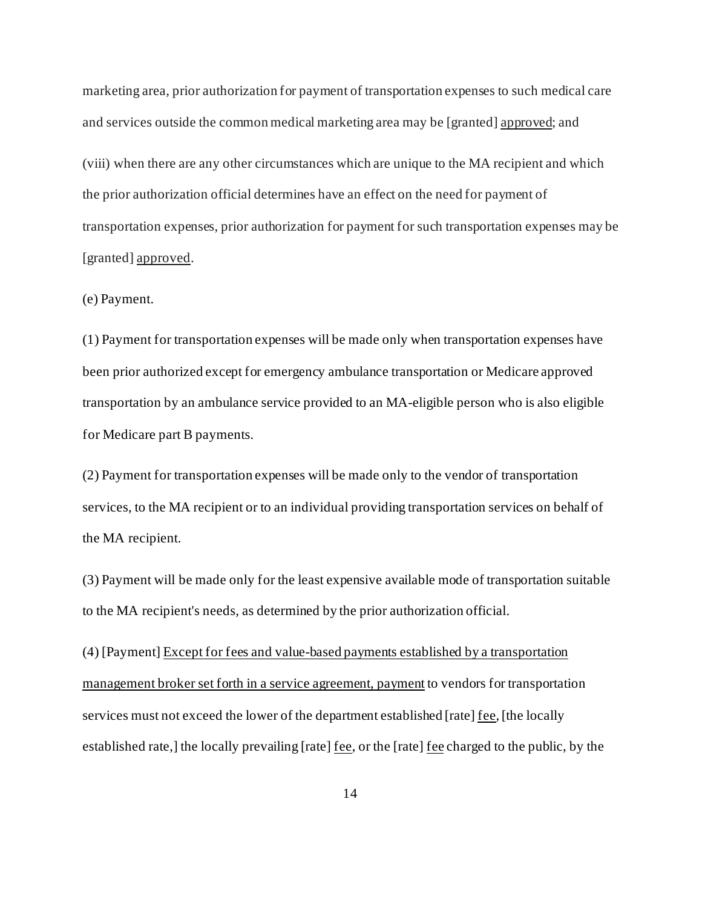marketing area, prior authorization for payment of transportation expenses to such medical care and services outside the common medical marketing area may be [granted] <u>approved</u>; and

(viii) when there are any other circumstances which are unique to the MA recipient and which the prior authorization official determines have an effect on the need for payment of transportation expenses, prior authorization for payment for such transportation expenses may be [granted] <u>approved</u>.

(e) Payment.

(1) Payment for transportation expenses will be made only when transportation expenses have been prior authorized except for emergency ambulance transportation or Medicare approved transportation by an ambulance service provided to an MA-eligible person who is also eligible for Medicare part B payments.

(2) Payment for transportation expenses will be made only to the vendor of transportation services, to the MA recipient or to an individual providing transportation services on behalf of the MA recipient.

(3) Payment will be made only for the least expensive available mode of transportation suitable to the MA recipient's needs, as determined by the prior authorization official.

(4) [Payment] <u>Except for fees and value-based payments established by a transportation management broker set forth in a service agreement, payment</u> to vendors for transportation services must not exceed the lower of the department established [rate] <u>fee</u>, [the locally established rate,] the locally prevailing [rate] <u>fee</u>, or the [rate] <u>fee</u> charged to the public, by the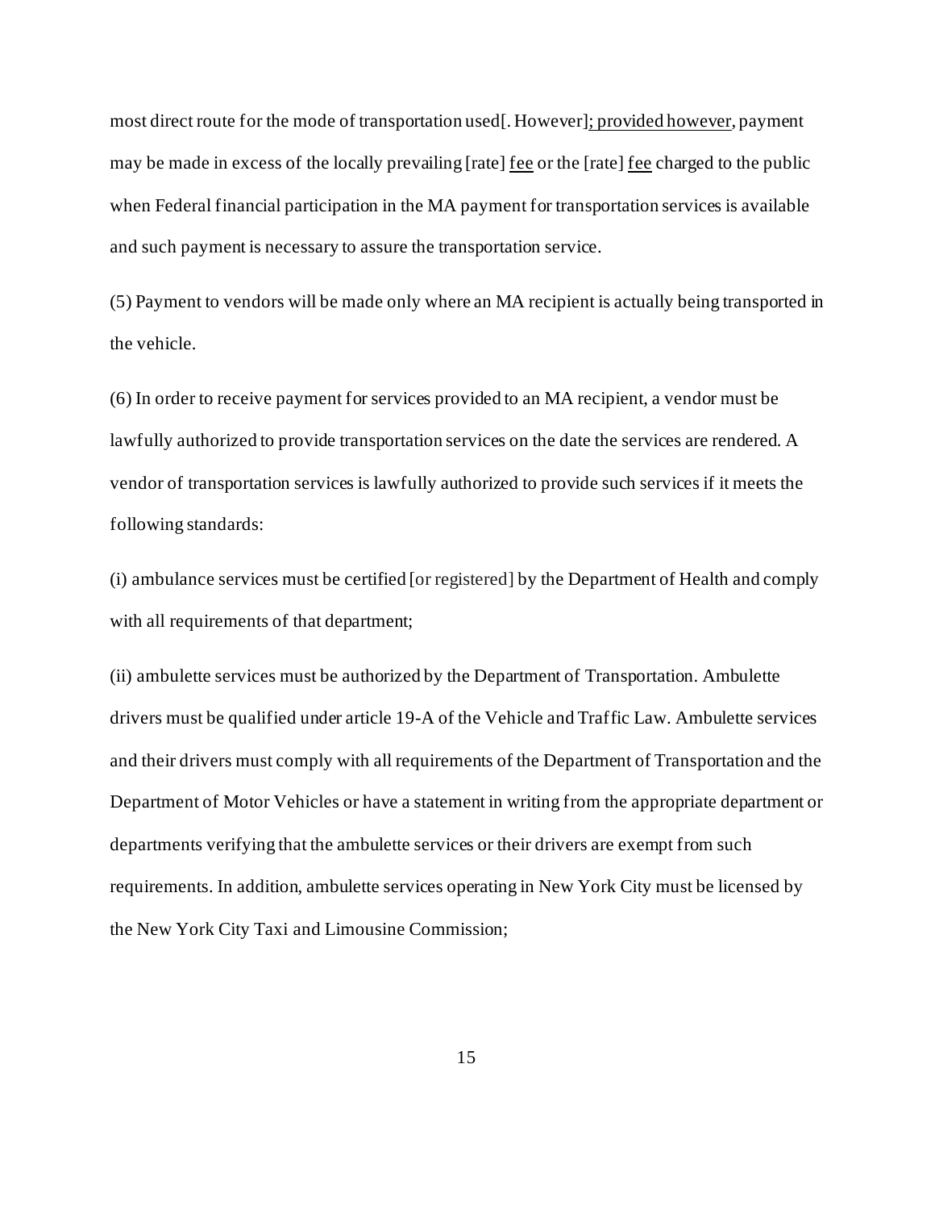most direct route for the mode of transportation used[. However]<u>; provided however</u>, payment may be made in excess of the locally prevailing [rate] <u>fee</u> or the [rate] <u>fee</u> charged to the public when Federal financial participation in the MA payment for transportation services is available and such payment is necessary to assure the transportation service.

(5) Payment to vendors will be made only where an MA recipient is actually being transported in the vehicle.

(6) In order to receive payment for services provided to an MA recipient, a vendor must be lawfully authorized to provide transportation services on the date the services are rendered. A vendor of transportation services is lawfully authorized to provide such services if it meets the following standards:

(i) ambulance services must be certified [or registered] by the Department of Health and comply with all requirements of that department;

(ii) ambulette services must be authorized by the Department of Transportation. Ambulette drivers must be qualified under article 19-A of the Vehicle and Traffic Law. Ambulette services and their drivers must comply with all requirements of the Department of Transportation and the Department of Motor Vehicles or have a statement in writing from the appropriate department or departments verifying that the ambulette services or their drivers are exempt from such requirements. In addition, ambulette services operating in New York City must be licensed by the New York City Taxi and Limousine Commission;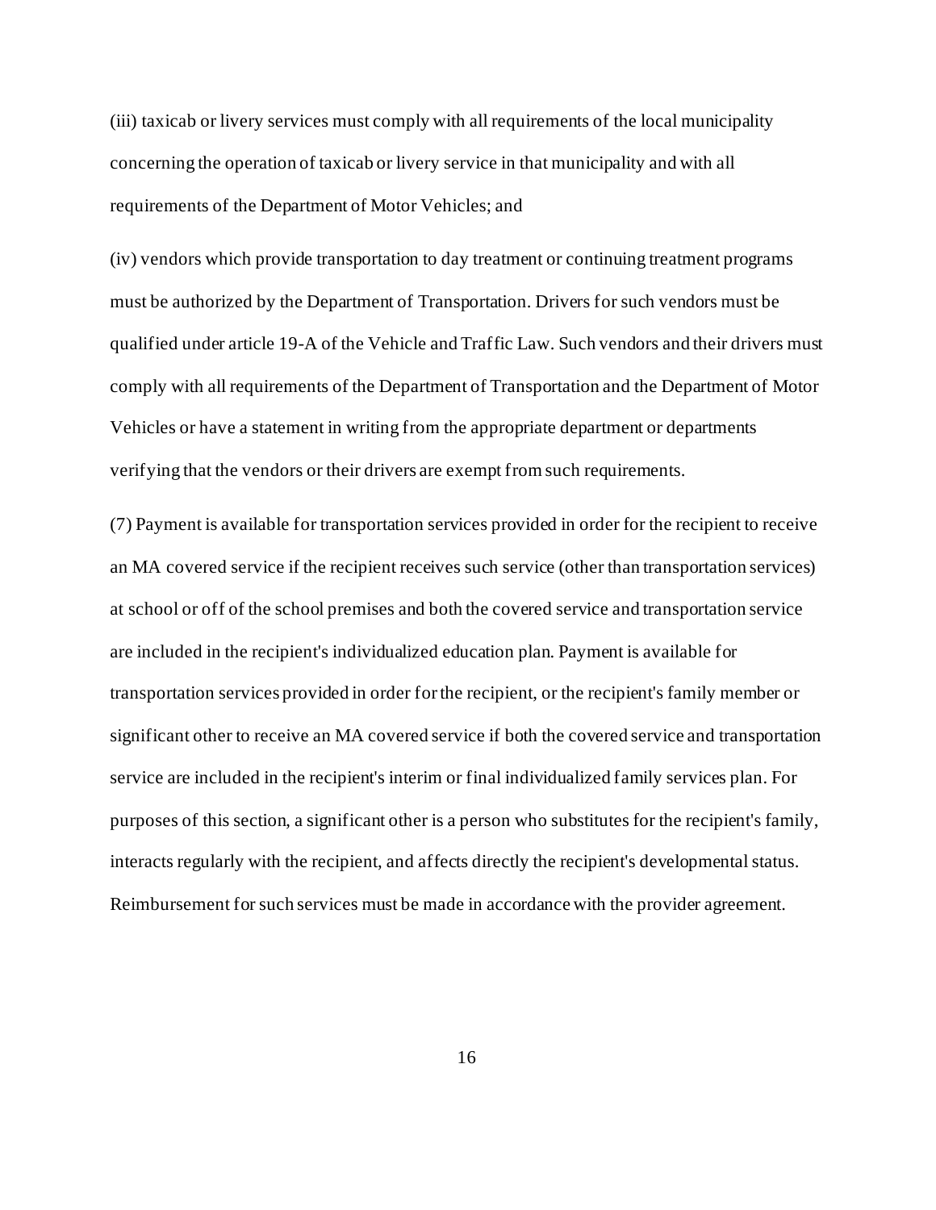(iii) taxicab or livery services must comply with all requirements of the local municipality concerning the operation of taxicab or livery service in that municipality and with all requirements of the Department of Motor Vehicles; and

(iv) vendors which provide transportation to day treatment or continuing treatment programs must be authorized by the Department of Transportation. Drivers for such vendors must be qualified under article 19-A of the Vehicle and Traffic Law. Such vendors and their drivers must comply with all requirements of the Department of Transportation and the Department of Motor Vehicles or have a statement in writing from the appropriate department or departments verifying that the vendors or their drivers are exempt from such requirements.

(7) Payment is available for transportation services provided in order for the recipient to receive an MA covered service if the recipient receives such service (other than transportation services) at school or off of the school premises and both the covered service and transportation service are included in the recipient's individualized education plan. Payment is available for transportation services provided in order for the recipient, or the recipient's family member or significant other to receive an MA covered service if both the covered service and transportation service are included in the recipient's interim or final individualized family services plan. For purposes of this section, a significant other is a person who substitutes for the recipient's family, interacts regularly with the recipient, and affects directly the recipient's developmental status. Reimbursement for such services must be made in accordance with the provider agreement.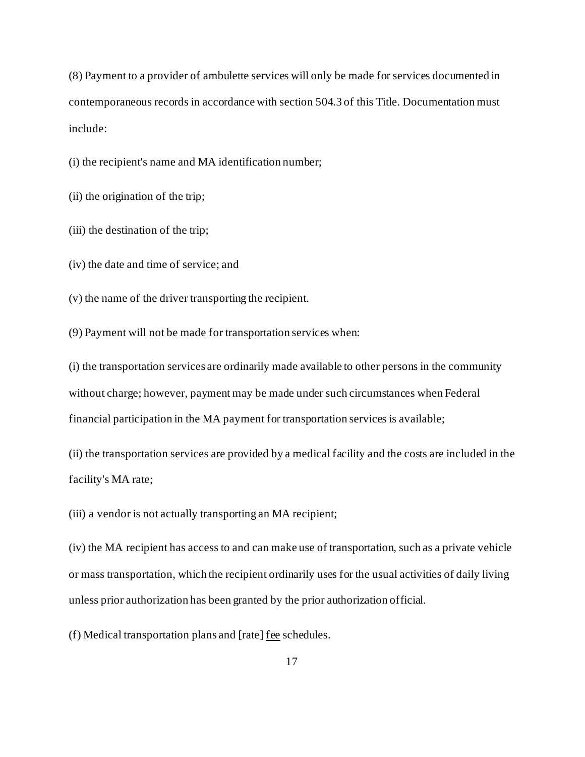(8) Payment to a provider of ambulette services will only be made for services documented in contemporaneous records in accordance with section 504.3 of this Title. Documentation must include:

(i) the recipient's name and MA identification number;

(ii) the origination of the trip;

(iii) the destination of the trip;

(iv) the date and time of service; and

(v) the name of the driver transporting the recipient.

(9) Payment will not be made for transportation services when:

(i) the transportation services are ordinarily made available to other persons in the community without charge; however, payment may be made under such circumstances when Federal financial participation in the MA payment for transportation services is available;

(ii) the transportation services are provided by a medical facility and the costs are included in the facility's MA rate;

(iii) a vendor is not actually transporting an MA recipient;

(iv) the MA recipient has access to and can make use of transportation, such as a private vehicle or mass transportation, which the recipient ordinarily uses for the usual activities of daily living unless prior authorization has been granted by the prior authorization official.

(f) Medical transportation plans and [rate] <u>fee</u> schedules.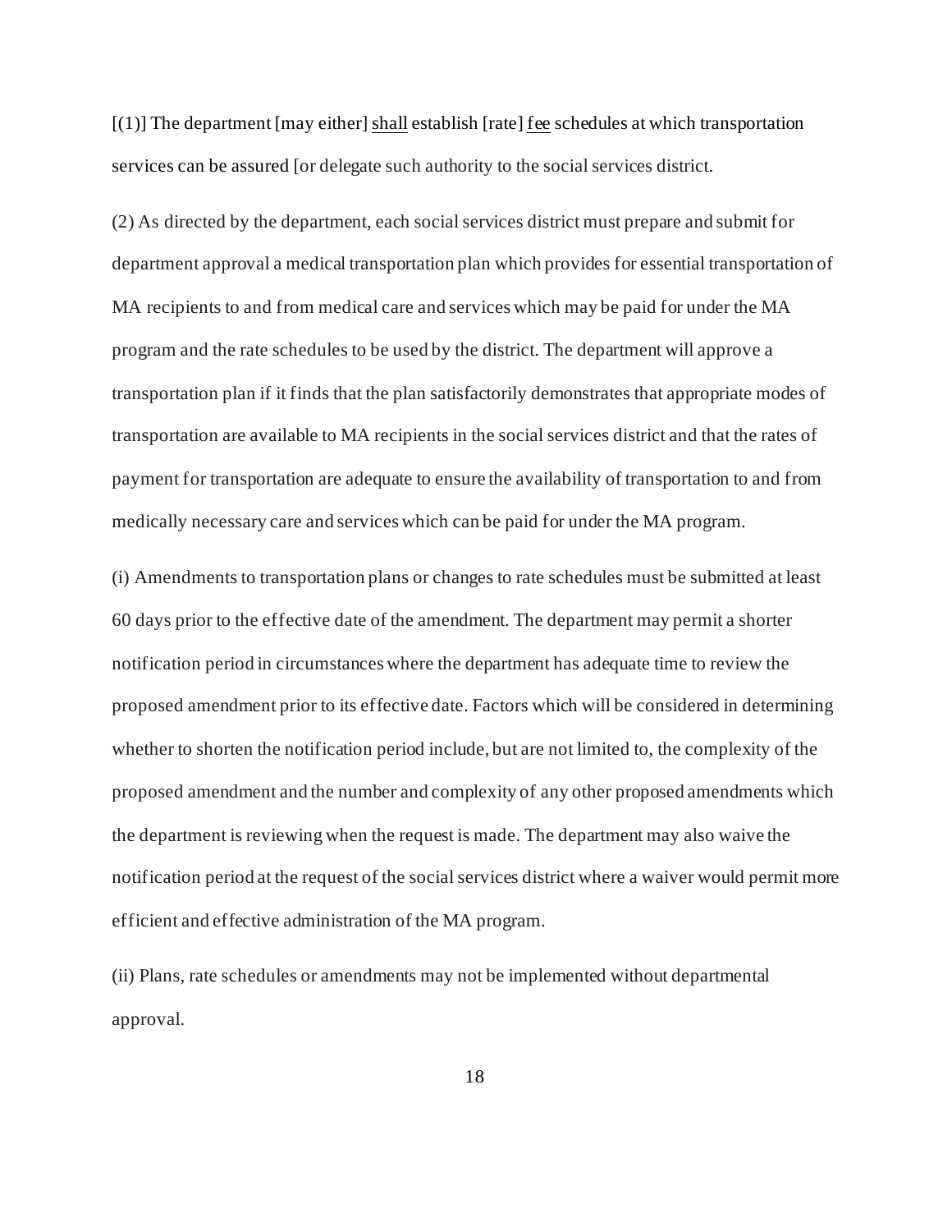[(1)] The department [may either] <u>shall</u> establish [rate] <u>fee</u> schedules at which transportation services can be assured [or delegate such authority to the social services district.

(2) As directed by the department, each social services district must prepare and submit for department approval a medical transportation plan which provides for essential transportation of MA recipients to and from medical care and services which may be paid for under the MA program and the rate schedules to be used by the district. The department will approve a transportation plan if it finds that the plan satisfactorily demonstrates that appropriate modes of transportation are available to MA recipients in the social services district and that the rates of payment for transportation are adequate to ensure the availability of transportation to and from medically necessary care and services which can be paid for under the MA program.

(i) Amendments to transportation plans or changes to rate schedules must be submitted at least 60 days prior to the effective date of the amendment. The department may permit a shorter notification period in circumstances where the department has adequate time to review the proposed amendment prior to its effective date. Factors which will be considered in determining whether to shorten the notification period include, but are not limited to, the complexity of the proposed amendment and the number and complexity of any other proposed amendments which the department is reviewing when the request is made. The department may also waive the notification period at the request of the social services district where a waiver would permit more efficient and effective administration of the MA program.

(ii) Plans, rate schedules or amendments may not be implemented without departmental approval.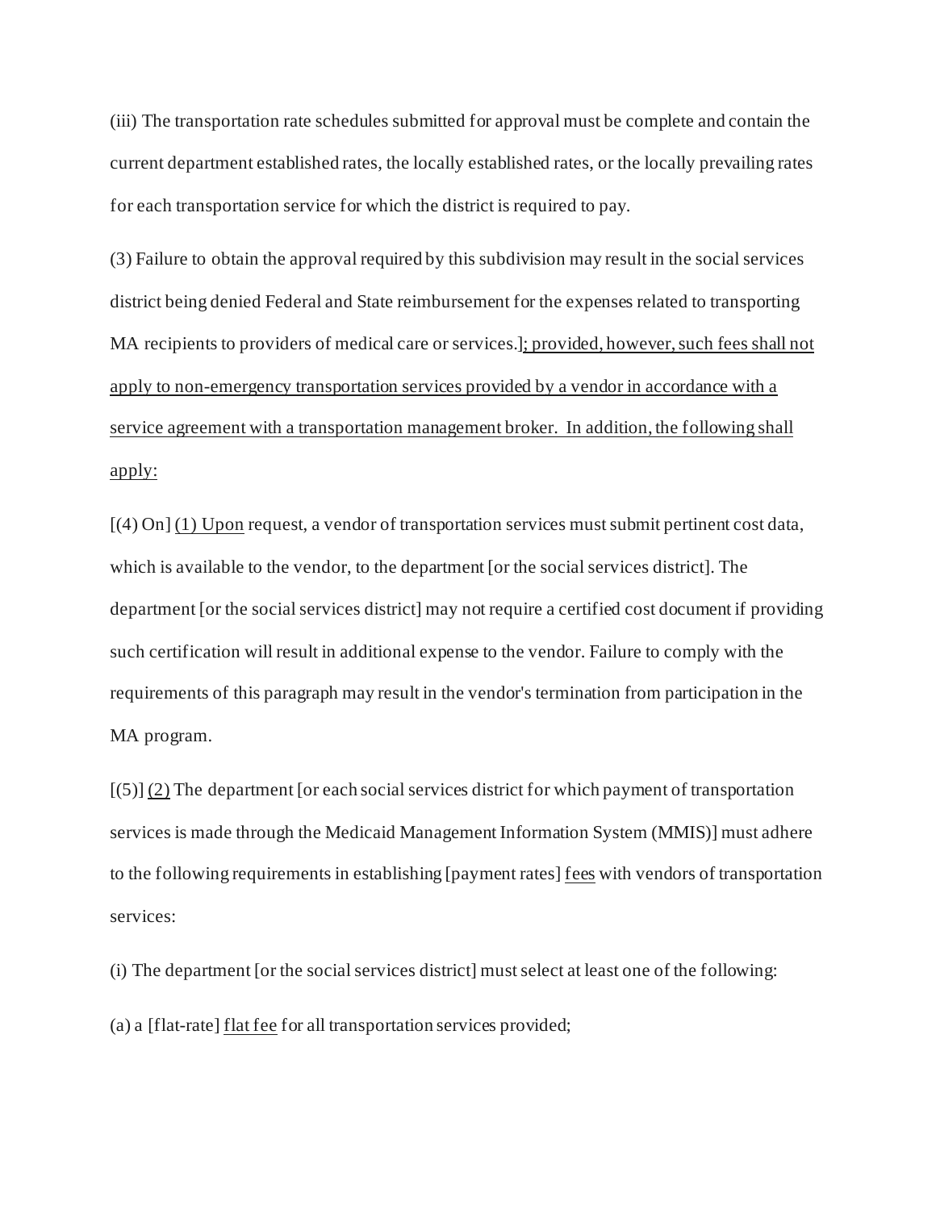(iii) The transportation rate schedules submitted for approval must be complete and contain the current department established rates, the locally established rates, or the locally prevailing rates for each transportation service for which the district is required to pay.

(3) Failure to obtain the approval required by this subdivision may result in the social services district being denied Federal and State reimbursement for the expenses related to transporting MA recipients to providers of medical care or services.]<u>; provided, however, such fees shall not apply to non-emergency transportation services provided by a vendor in accordance with a service agreement with a transportation management broker. In addition, the following shall apply:</u>

[(4) On] <u>(1) Upon</u> request, a vendor of transportation services must submit pertinent cost data, which is available to the vendor, to the department [or the social services district]. The department [or the social services district] may not require a certified cost document if providing such certification will result in additional expense to the vendor. Failure to comply with the requirements of this paragraph may result in the vendor's termination from participation in the MA program.

[(5)] <u>(2)</u> The department [or each social services district for which payment of transportation services is made through the Medicaid Management Information System (MMIS)] must adhere to the following requirements in establishing [payment rates] <u>fees</u> with vendors of transportation services:

(i) The department [or the social services district] must select at least one of the following:

(a) a [flat-rate] <u>flat fee</u> for all transportation services provided;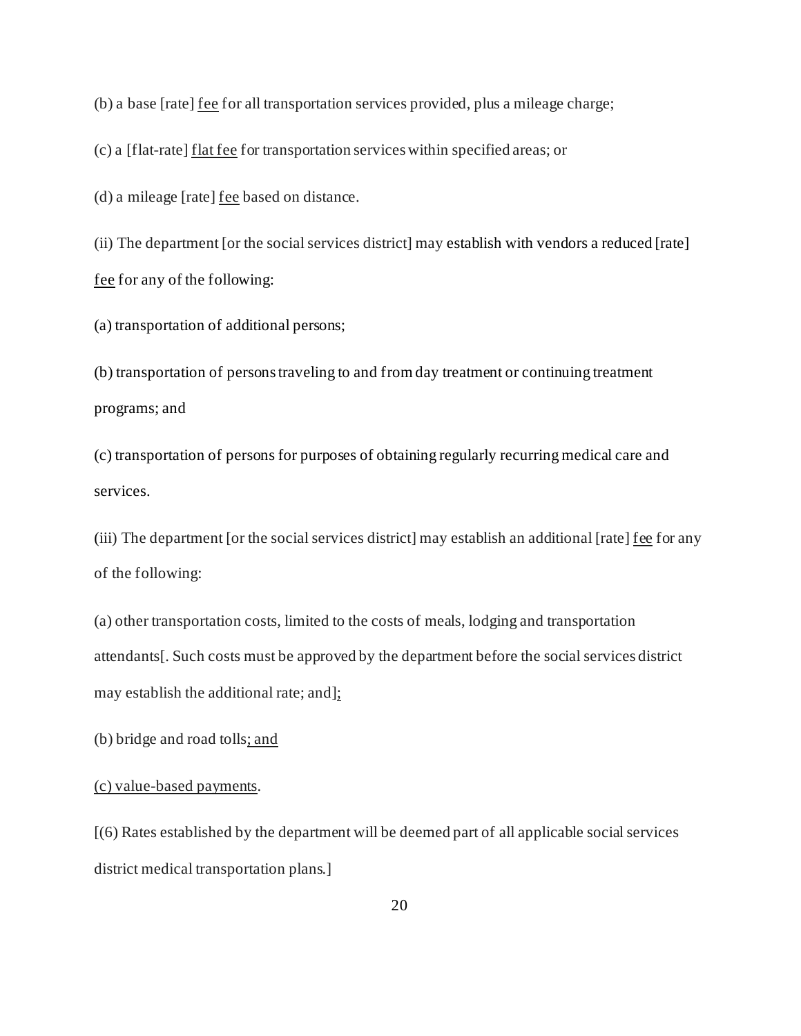(b) a base [rate] <u>fee</u> for all transportation services provided, plus a mileage charge;

(c) a [flat-rate] <u>flat fee</u> for transportation services within specified areas; or

(d) a mileage [rate] <u>fee</u> based on distance.

(ii) The department [or the social services district] may establish with vendors a reduced [rate] <u>fee</u> for any of the following:

(a) transportation of additional persons;

(b) transportation of persons traveling to and from day treatment or continuing treatment programs; and

(c) transportation of persons for purposes of obtaining regularly recurring medical care and services.

(iii) The department [or the social services district] may establish an additional [rate] <u>fee</u> for any of the following:

(a) other transportation costs, limited to the costs of meals, lodging and transportation attendants[. Such costs must be approved by the department before the social services district may establish the additional rate; and]<u>;</u>

(b) bridge and road tolls<u>; and</u>

<u>(c) value-based payments</u>.

[(6) Rates established by the department will be deemed part of all applicable social services district medical transportation plans.]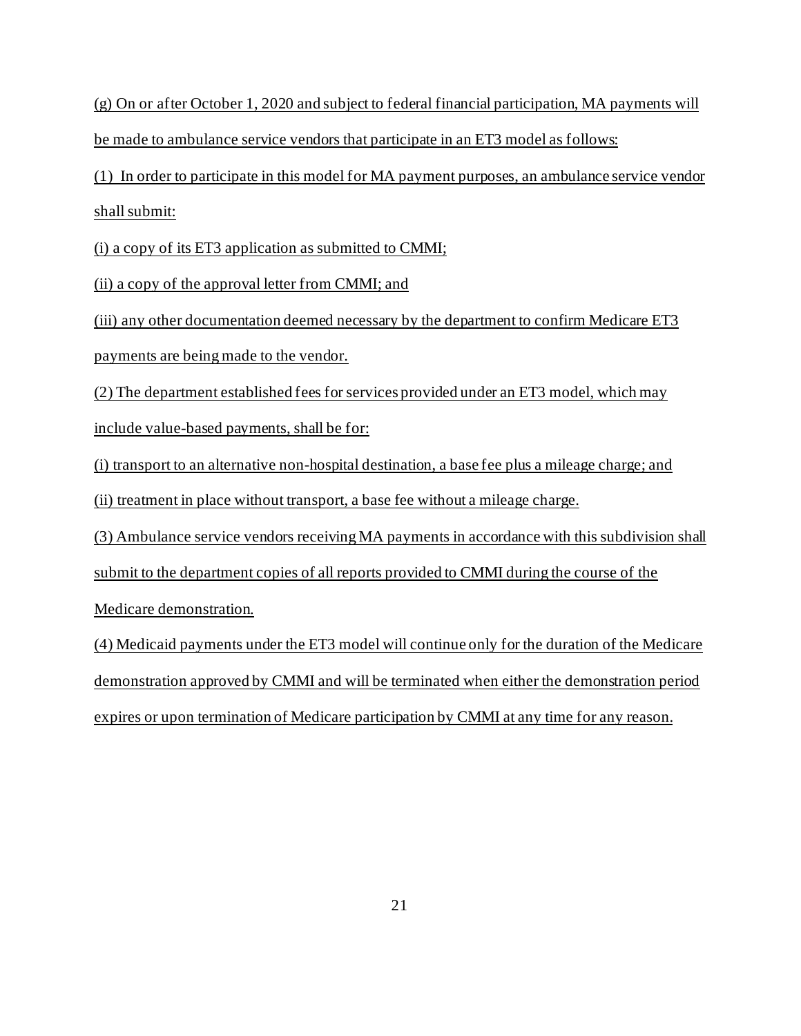(g) On or after October 1, 2020 and subject to federal financial participation, MA payments will be made to ambulance service vendors that participate in an ET3 model as follows:

(1) In order to participate in this model for MA payment purposes, an ambulance service vendor shall submit:

(i) a copy of its ET3 application as submitted to CMMI;

(ii) a copy of the approval letter from CMMI; and

(iii) any other documentation deemed necessary by the department to confirm Medicare ET3 payments are being made to the vendor.

(2) The department established fees for services provided under an ET3 model, which may include value-based payments, shall be for:

(i) transport to an alternative non-hospital destination, a base fee plus a mileage charge; and

(ii) treatment in place without transport, a base fee without a mileage charge.

(3) Ambulance service vendors receiving MA payments in accordance with this subdivision shall submit to the department copies of all reports provided to CMMI during the course of the Medicare demonstration.

(4) Medicaid payments under the ET3 model will continue only for the duration of the Medicare demonstration approved by CMMI and will be terminated when either the demonstration period expires or upon termination of Medicare participation by CMMI at any time for any reason.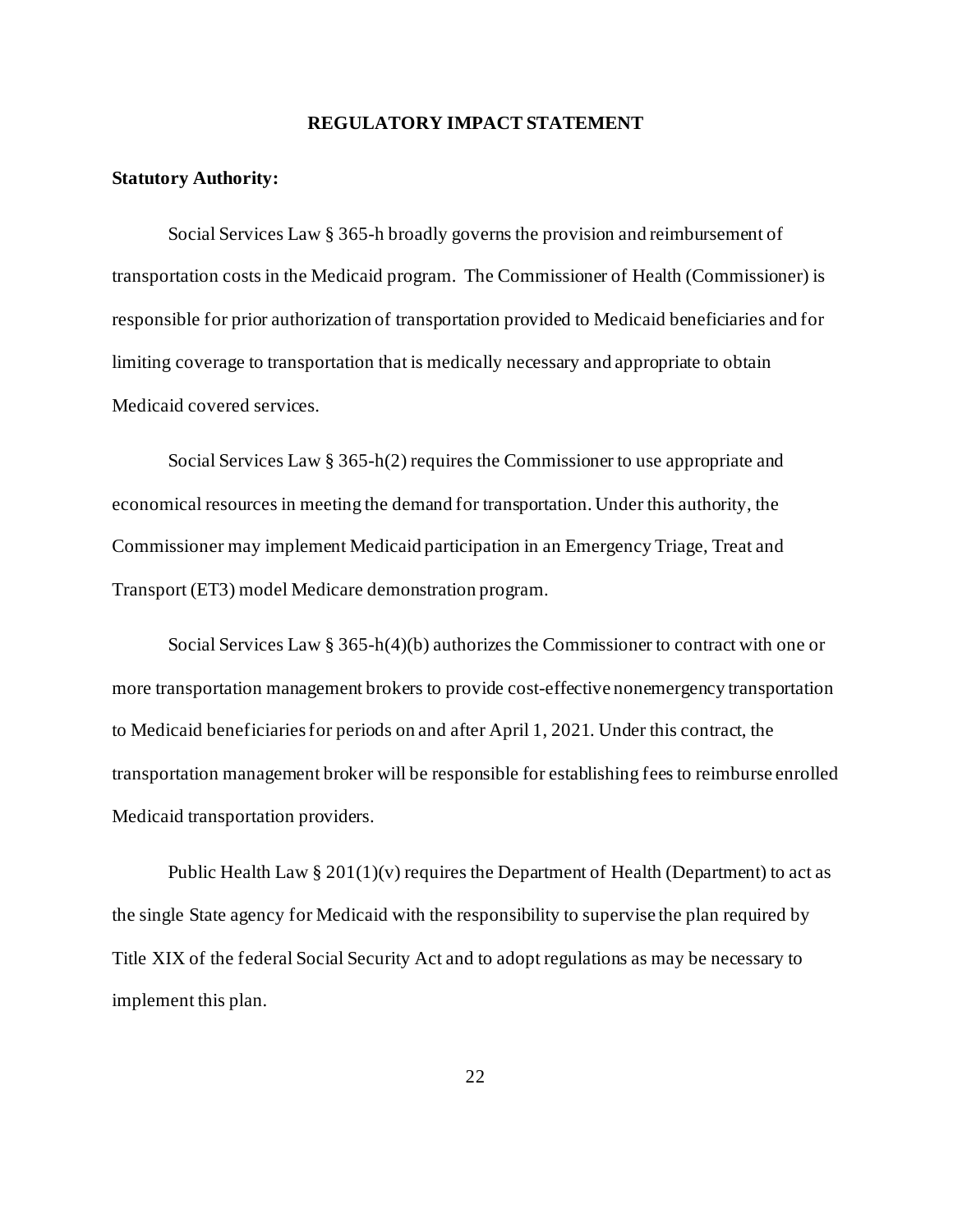# REGULATORY IMPACT STATEMENT

**Statutory Authority:**

Social Services Law § 365-h broadly governs the provision and reimbursement of transportation costs in the Medicaid program. The Commissioner of Health (Commissioner) is responsible for prior authorization of transportation provided to Medicaid beneficiaries and for limiting coverage to transportation that is medically necessary and appropriate to obtain Medicaid covered services.

Social Services Law § 365-h(2) requires the Commissioner to use appropriate and economical resources in meeting the demand for transportation. Under this authority, the Commissioner may implement Medicaid participation in an Emergency Triage, Treat and Transport (ET3) model Medicare demonstration program.

Social Services Law § 365-h(4)(b) authorizes the Commissioner to contract with one or more transportation management brokers to provide cost-effective nonemergency transportation to Medicaid beneficiaries for periods on and after April 1, 2021. Under this contract, the transportation management broker will be responsible for establishing fees to reimburse enrolled Medicaid transportation providers.

Public Health Law § 201(1)(v) requires the Department of Health (Department) to act as the single State agency for Medicaid with the responsibility to supervise the plan required by Title XIX of the federal Social Security Act and to adopt regulations as may be necessary to implement this plan.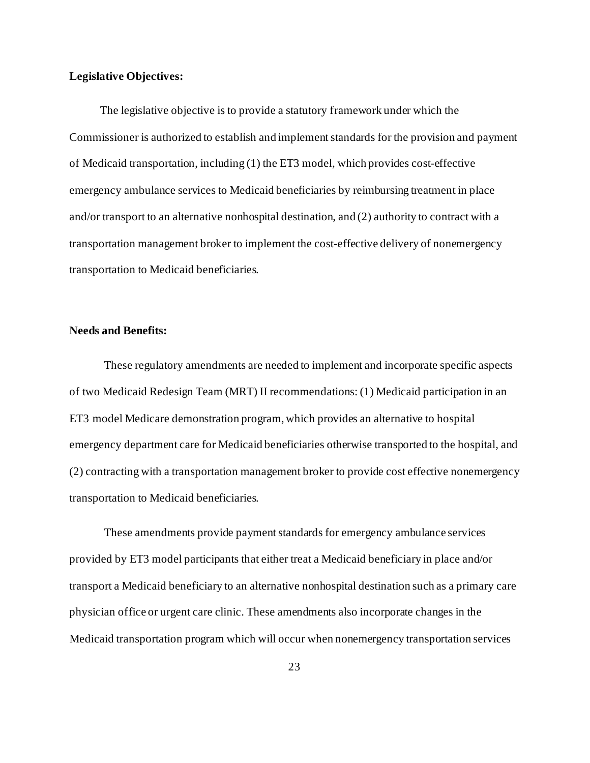**Legislative Objectives:**

The legislative objective is to provide a statutory framework under which the Commissioner is authorized to establish and implement standards for the provision and payment of Medicaid transportation, including (1) the ET3 model, which provides cost-effective emergency ambulance services to Medicaid beneficiaries by reimbursing treatment in place and/or transport to an alternative nonhospital destination, and (2) authority to contract with a transportation management broker to implement the cost-effective delivery of nonemergency transportation to Medicaid beneficiaries.

**Needs and Benefits:**

These regulatory amendments are needed to implement and incorporate specific aspects of two Medicaid Redesign Team (MRT) II recommendations: (1) Medicaid participation in an ET3 model Medicare demonstration program, which provides an alternative to hospital emergency department care for Medicaid beneficiaries otherwise transported to the hospital, and (2) contracting with a transportation management broker to provide cost effective nonemergency transportation to Medicaid beneficiaries.

These amendments provide payment standards for emergency ambulance services provided by ET3 model participants that either treat a Medicaid beneficiary in place and/or transport a Medicaid beneficiary to an alternative nonhospital destination such as a primary care physician office or urgent care clinic. These amendments also incorporate changes in the Medicaid transportation program which will occur when nonemergency transportation services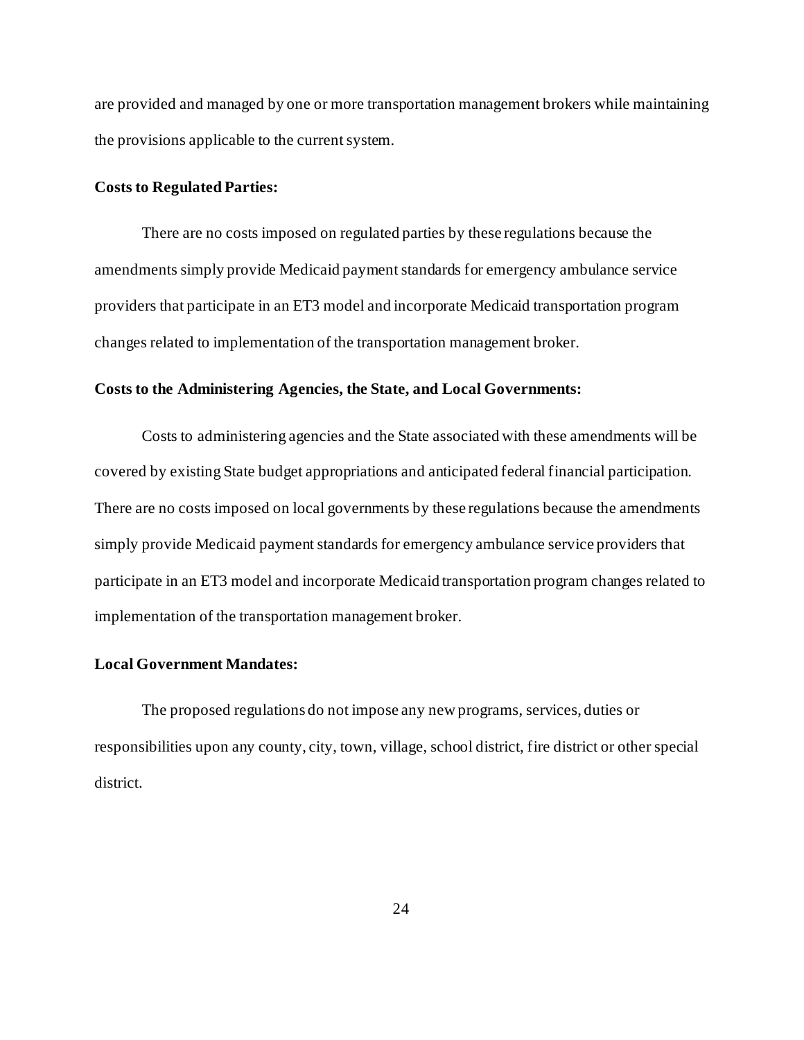are provided and managed by one or more transportation management brokers while maintaining the provisions applicable to the current system.

**Costs to Regulated Parties:**

There are no costs imposed on regulated parties by these regulations because the amendments simply provide Medicaid payment standards for emergency ambulance service providers that participate in an ET3 model and incorporate Medicaid transportation program changes related to implementation of the transportation management broker.

**Costs to the Administering Agencies, the State, and Local Governments:**

Costs to administering agencies and the State associated with these amendments will be covered by existing State budget appropriations and anticipated federal financial participation. There are no costs imposed on local governments by these regulations because the amendments simply provide Medicaid payment standards for emergency ambulance service providers that participate in an ET3 model and incorporate Medicaid transportation program changes related to implementation of the transportation management broker.

**Local Government Mandates:**

The proposed regulations do not impose any new programs, services, duties or responsibilities upon any county, city, town, village, school district, fire district or other special district.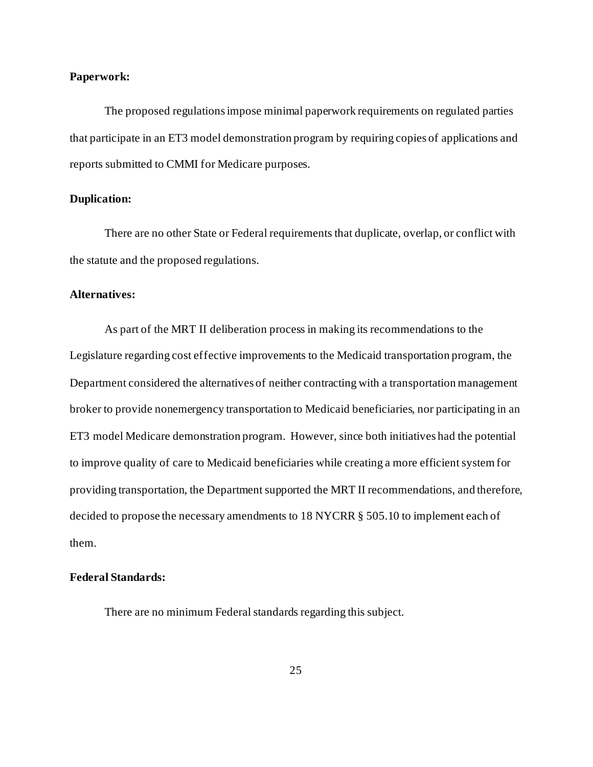**Paperwork:**

The proposed regulations impose minimal paperwork requirements on regulated parties that participate in an ET3 model demonstration program by requiring copies of applications and reports submitted to CMMI for Medicare purposes.

**Duplication:**

There are no other State or Federal requirements that duplicate, overlap, or conflict with the statute and the proposed regulations.

**Alternatives:**

As part of the MRT II deliberation process in making its recommendations to the Legislature regarding cost effective improvements to the Medicaid transportation program, the Department considered the alternatives of neither contracting with a transportation management broker to provide nonemergency transportation to Medicaid beneficiaries, nor participating in an ET3 model Medicare demonstration program. However, since both initiatives had the potential to improve quality of care to Medicaid beneficiaries while creating a more efficient system for providing transportation, the Department supported the MRT II recommendations, and therefore, decided to propose the necessary amendments to 18 NYCRR § 505.10 to implement each of them.

**Federal Standards:**

There are no minimum Federal standards regarding this subject.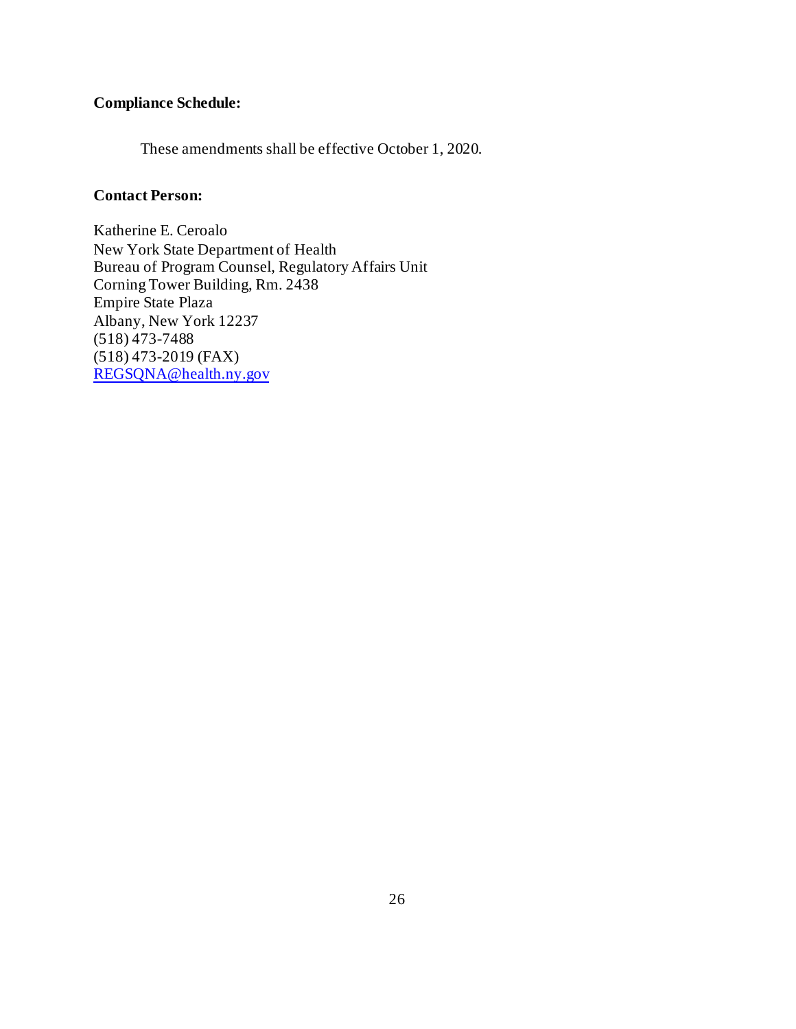**Compliance Schedule:**

These amendments shall be effective October 1, 2020.

**Contact Person:**

Katherine E. Ceroalo
New York State Department of Health
Bureau of Program Counsel, Regulatory Affairs Unit
Corning Tower Building, Rm. 2438
Empire State Plaza
Albany, New York 12237
(518) 473-7488
(518) 473-2019 (FAX)
REGSQNA@health.ny.gov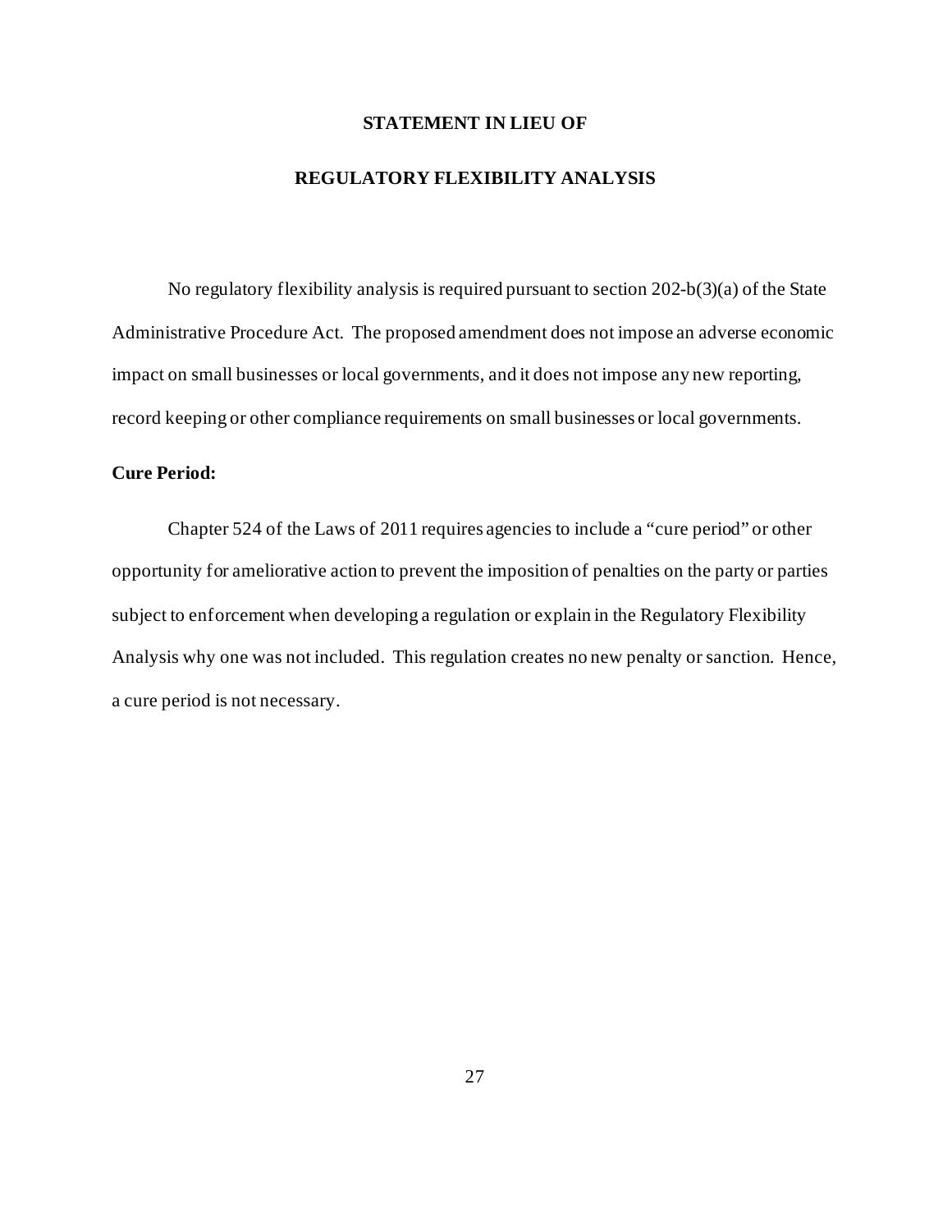## STATEMENT IN LIEU OF

## REGULATORY FLEXIBILITY ANALYSIS

No regulatory flexibility analysis is required pursuant to section 202-b(3)(a) of the State Administrative Procedure Act. The proposed amendment does not impose an adverse economic impact on small businesses or local governments, and it does not impose any new reporting, record keeping or other compliance requirements on small businesses or local governments.

**Cure Period:**

Chapter 524 of the Laws of 2011 requires agencies to include a "cure period" or other opportunity for ameliorative action to prevent the imposition of penalties on the party or parties subject to enforcement when developing a regulation or explain in the Regulatory Flexibility Analysis why one was not included. This regulation creates no new penalty or sanction. Hence, a cure period is not necessary.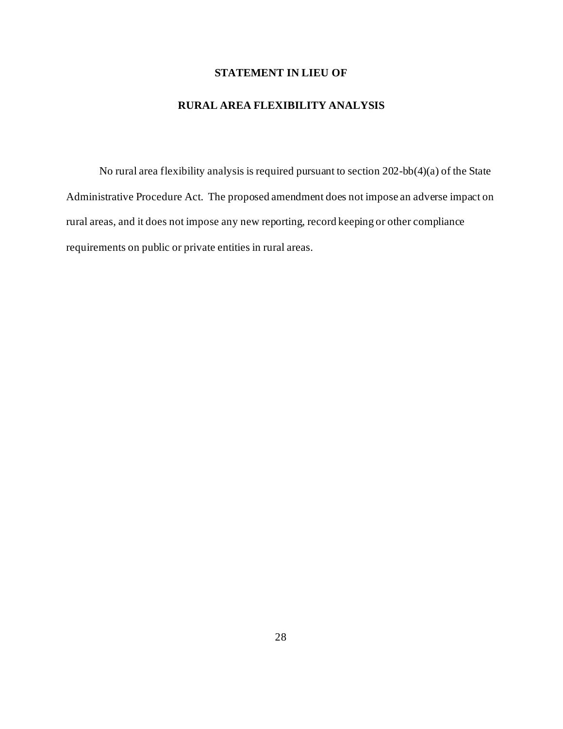## STATEMENT IN LIEU OF

## RURAL AREA FLEXIBILITY ANALYSIS

No rural area flexibility analysis is required pursuant to section 202-bb(4)(a) of the State Administrative Procedure Act. The proposed amendment does not impose an adverse impact on rural areas, and it does not impose any new reporting, record keeping or other compliance requirements on public or private entities in rural areas.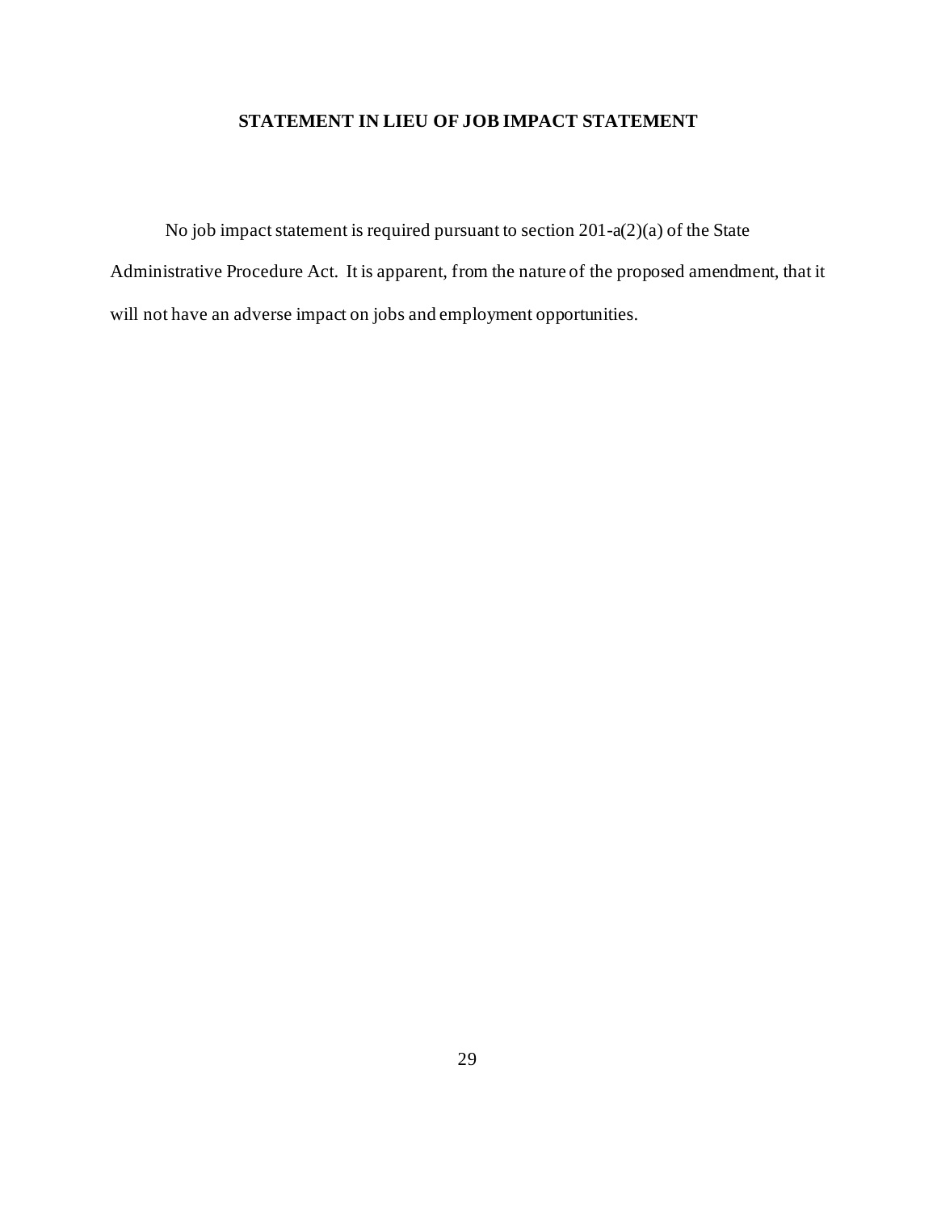## STATEMENT IN LIEU OF JOB IMPACT STATEMENT

No job impact statement is required pursuant to section 201-a(2)(a) of the State Administrative Procedure Act. It is apparent, from the nature of the proposed amendment, that it will not have an adverse impact on jobs and employment opportunities.